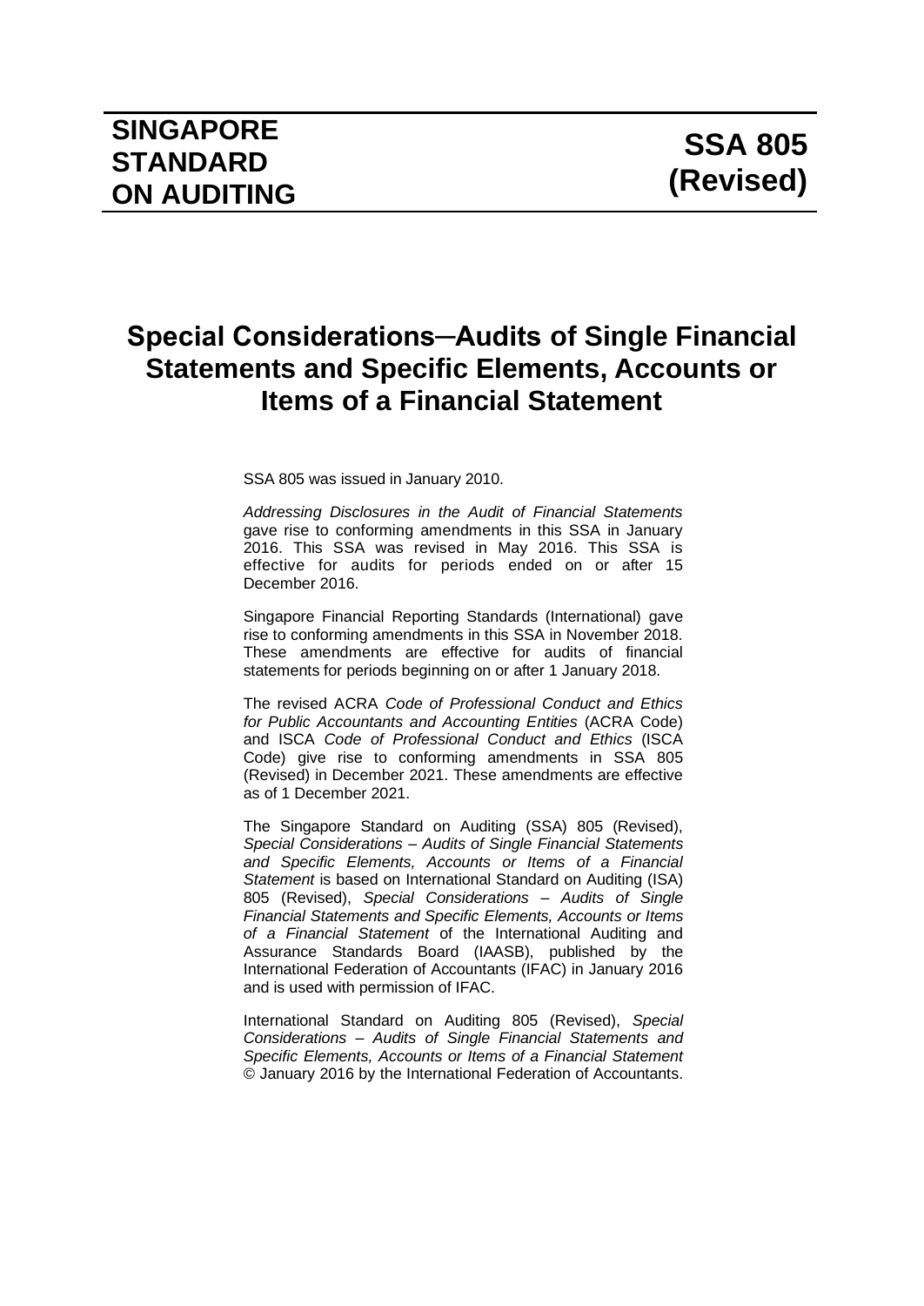**SINGAPORE STANDARD ON AUDITING**

**SSA 805 (Revised)**

# Special Considerations─Audits of Single Financial Statements and Specific Elements, Accounts or Items of a Financial Statement

SSA 805 was issued in January 2010.

*Addressing Disclosures in the Audit of Financial Statements* gave rise to conforming amendments in this SSA in January 2016. This SSA was revised in May 2016. This SSA is effective for audits for periods ended on or after 15 December 2016.

Singapore Financial Reporting Standards (International) gave rise to conforming amendments in this SSA in November 2018. These amendments are effective for audits of financial statements for periods beginning on or after 1 January 2018.

The revised ACRA *Code of Professional Conduct and Ethics for Public Accountants and Accounting Entities* (ACRA Code) and ISCA *Code of Professional Conduct and Ethics* (ISCA Code) give rise to conforming amendments in SSA 805 (Revised) in December 2021. These amendments are effective as of 1 December 2021.

The Singapore Standard on Auditing (SSA) 805 (Revised), *Special Considerations – Audits of Single Financial Statements and Specific Elements, Accounts or Items of a Financial Statement* is based on International Standard on Auditing (ISA) 805 (Revised), *Special Considerations – Audits of Single Financial Statements and Specific Elements, Accounts or Items of a Financial Statement* of the International Auditing and Assurance Standards Board (IAASB), published by the International Federation of Accountants (IFAC) in January 2016 and is used with permission of IFAC.

International Standard on Auditing 805 (Revised), *Special Considerations – Audits of Single Financial Statements and Specific Elements, Accounts or Items of a Financial Statement* © January 2016 by the International Federation of Accountants.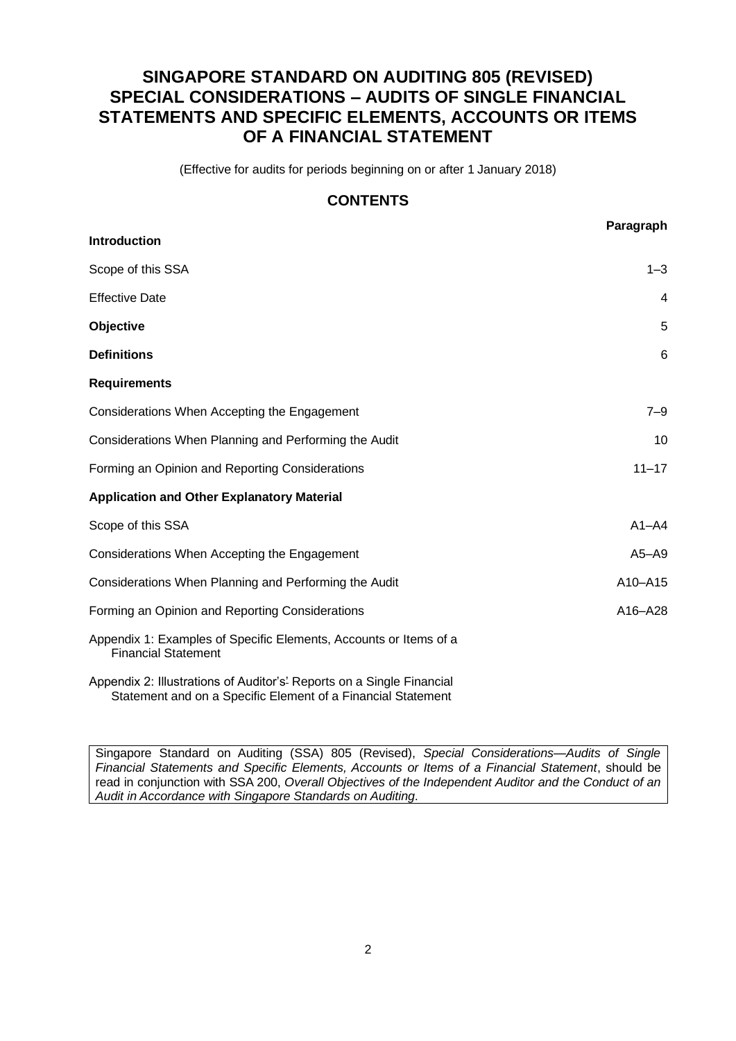# SINGAPORE STANDARD ON AUDITING 805 (REVISED) SPECIAL CONSIDERATIONS – AUDITS OF SINGLE FINANCIAL STATEMENTS AND SPECIFIC ELEMENTS, ACCOUNTS OR ITEMS OF A FINANCIAL STATEMENT

(Effective for audits for periods beginning on or after 1 January 2018)

## CONTENTS

| | Paragraph |
|---|---|
| **Introduction** | |
| Scope of this SSA | 1–3 |
| Effective Date | 4 |
| **Objective** | 5 |
| **Definitions** | 6 |
| **Requirements** | |
| Considerations When Accepting the Engagement | 7–9 |
| Considerations When Planning and Performing the Audit | 10 |
| Forming an Opinion and Reporting Considerations | 11–17 |
| **Application and Other Explanatory Material** | |
| Scope of this SSA | A1–A4 |
| Considerations When Accepting the Engagement | A5–A9 |
| Considerations When Planning and Performing the Audit | A10–A15 |
| Forming an Opinion and Reporting Considerations | A16–A28 |
| Appendix 1: Examples of Specific Elements, Accounts or Items of a Financial Statement | |
| Appendix 2: Illustrations of Auditor's' Reports on a Single Financial Statement and on a Specific Element of a Financial Statement | |

Singapore Standard on Auditing (SSA) 805 (Revised), *Special Considerations—Audits of Single Financial Statements and Specific Elements, Accounts or Items of a Financial Statement*, should be read in conjunction with SSA 200, *Overall Objectives of the Independent Auditor and the Conduct of an Audit in Accordance with Singapore Standards on Auditing*.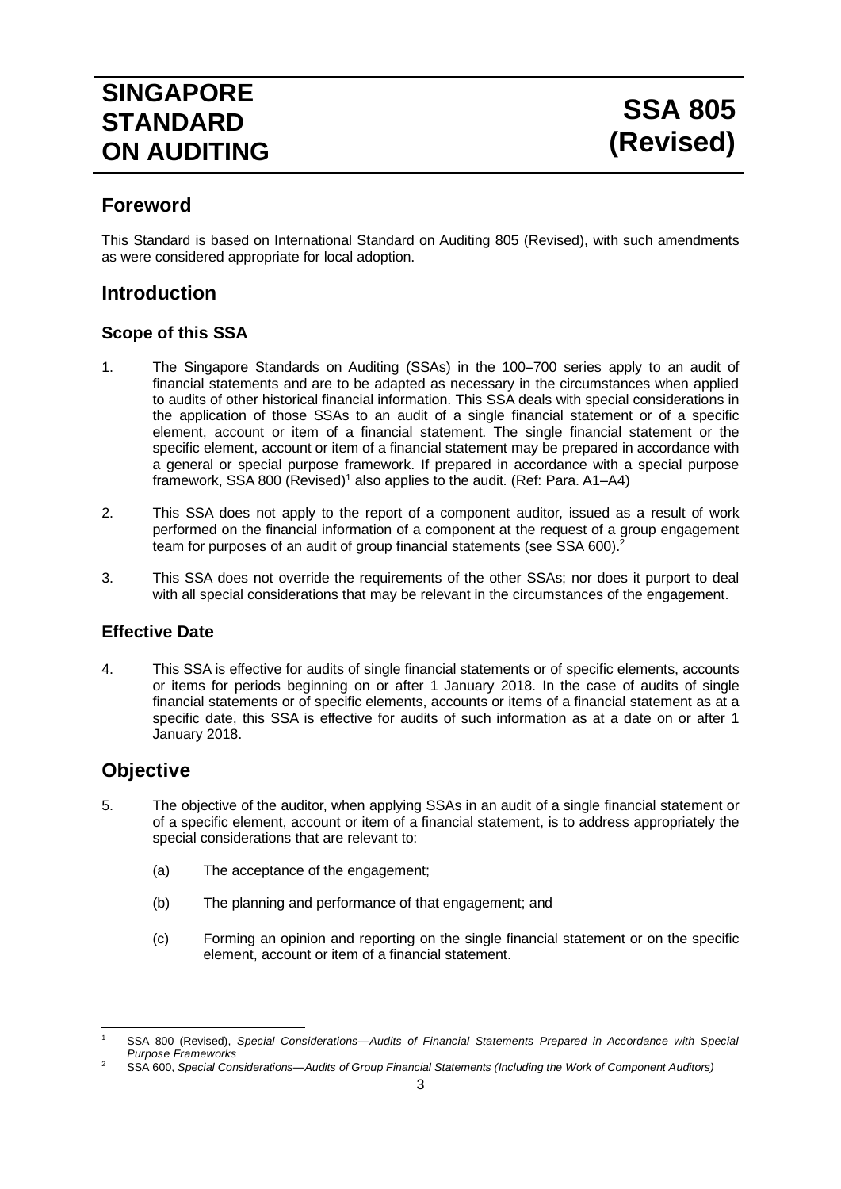# SINGAPORE STANDARD ON AUDITING

# SSA 805 (Revised)

## Foreword

This Standard is based on International Standard on Auditing 805 (Revised), with such amendments as were considered appropriate for local adoption.

## Introduction

### Scope of this SSA

1. The Singapore Standards on Auditing (SSAs) in the 100–700 series apply to an audit of financial statements and are to be adapted as necessary in the circumstances when applied to audits of other historical financial information. This SSA deals with special considerations in the application of those SSAs to an audit of a single financial statement or of a specific element, account or item of a financial statement. The single financial statement or the specific element, account or item of a financial statement may be prepared in accordance with a general or special purpose framework. If prepared in accordance with a special purpose framework, SSA 800 (Revised)[1] also applies to the audit. (Ref: Para. A1–A4)

2. This SSA does not apply to the report of a component auditor, issued as a result of work performed on the financial information of a component at the request of a group engagement team for purposes of an audit of group financial statements (see SSA 600).[2]

3. This SSA does not override the requirements of the other SSAs; nor does it purport to deal with all special considerations that may be relevant in the circumstances of the engagement.

### Effective Date

4. This SSA is effective for audits of single financial statements or of specific elements, accounts or items for periods beginning on or after 1 January 2018. In the case of audits of single financial statements or of specific elements, accounts or items of a financial statement as at a specific date, this SSA is effective for audits of such information as at a date on or after 1 January 2018.

## Objective

5. The objective of the auditor, when applying SSAs in an audit of a single financial statement or of a specific element, account or item of a financial statement, is to address appropriately the special considerations that are relevant to:

   (a) The acceptance of the engagement;

   (b) The planning and performance of that engagement; and

   (c) Forming an opinion and reporting on the single financial statement or on the specific element, account or item of a financial statement.

---

[1] SSA 800 (Revised), *Special Considerations—Audits of Financial Statements Prepared in Accordance with Special Purpose Frameworks*

[2] SSA 600, *Special Considerations—Audits of Group Financial Statements (Including the Work of Component Auditors)*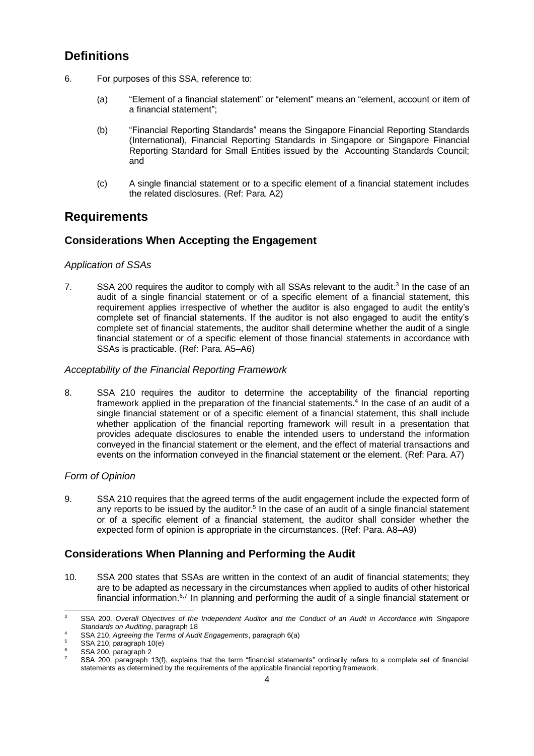## Definitions

6. For purposes of this SSA, reference to:

   (a) "Element of a financial statement" or "element" means an "element, account or item of a financial statement";

   (b) "Financial Reporting Standards" means the Singapore Financial Reporting Standards (International), Financial Reporting Standards in Singapore or Singapore Financial Reporting Standard for Small Entities issued by the Accounting Standards Council; and

   (c) A single financial statement or to a specific element of a financial statement includes the related disclosures. (Ref: Para. A2)

## Requirements

### Considerations When Accepting the Engagement

*Application of SSAs*

7. SSA 200 requires the auditor to comply with all SSAs relevant to the audit.[3] In the case of an audit of a single financial statement or of a specific element of a financial statement, this requirement applies irrespective of whether the auditor is also engaged to audit the entity's complete set of financial statements. If the auditor is not also engaged to audit the entity's complete set of financial statements, the auditor shall determine whether the audit of a single financial statement or of a specific element of those financial statements in accordance with SSAs is practicable. (Ref: Para. A5–A6)

*Acceptability of the Financial Reporting Framework*

8. SSA 210 requires the auditor to determine the acceptability of the financial reporting framework applied in the preparation of the financial statements.[4] In the case of an audit of a single financial statement or of a specific element of a financial statement, this shall include whether application of the financial reporting framework will result in a presentation that provides adequate disclosures to enable the intended users to understand the information conveyed in the financial statement or the element, and the effect of material transactions and events on the information conveyed in the financial statement or the element. (Ref: Para. A7)

*Form of Opinion*

9. SSA 210 requires that the agreed terms of the audit engagement include the expected form of any reports to be issued by the auditor.[5] In the case of an audit of a single financial statement or of a specific element of a financial statement, the auditor shall consider whether the expected form of opinion is appropriate in the circumstances. (Ref: Para. A8–A9)

### Considerations When Planning and Performing the Audit

10. SSA 200 states that SSAs are written in the context of an audit of financial statements; they are to be adapted as necessary in the circumstances when applied to audits of other historical financial information.[6,7] In planning and performing the audit of a single financial statement or

---

[3] SSA 200, *Overall Objectives of the Independent Auditor and the Conduct of an Audit in Accordance with Singapore Standards on Auditing*, paragraph 18

[4] SSA 210, *Agreeing the Terms of Audit Engagements*, paragraph 6(a)

[5] SSA 210, paragraph 10(e)

[6] SSA 200, paragraph 2

[7] SSA 200, paragraph 13(f), explains that the term "financial statements" ordinarily refers to a complete set of financial statements as determined by the requirements of the applicable financial reporting framework.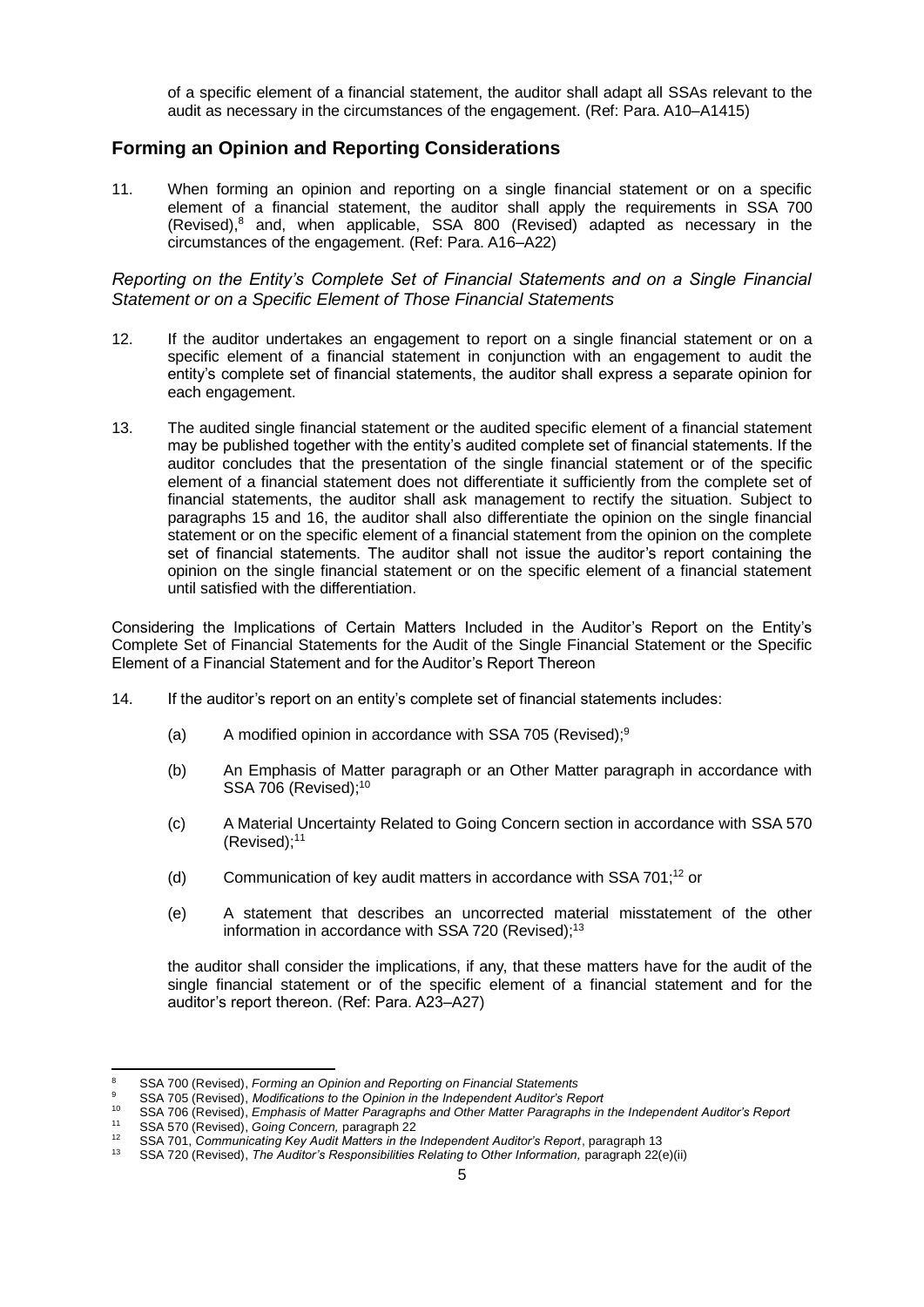of a specific element of a financial statement, the auditor shall adapt all SSAs relevant to the audit as necessary in the circumstances of the engagement. (Ref: Para. A10–A1415)

## Forming an Opinion and Reporting Considerations

11. When forming an opinion and reporting on a single financial statement or on a specific element of a financial statement, the auditor shall apply the requirements in SSA 700 (Revised),[8] and, when applicable, SSA 800 (Revised) adapted as necessary in the circumstances of the engagement. (Ref: Para. A16–A22)

*Reporting on the Entity's Complete Set of Financial Statements and on a Single Financial Statement or on a Specific Element of Those Financial Statements*

12. If the auditor undertakes an engagement to report on a single financial statement or on a specific element of a financial statement in conjunction with an engagement to audit the entity's complete set of financial statements, the auditor shall express a separate opinion for each engagement.

13. The audited single financial statement or the audited specific element of a financial statement may be published together with the entity's audited complete set of financial statements. If the auditor concludes that the presentation of the single financial statement or of the specific element of a financial statement does not differentiate it sufficiently from the complete set of financial statements, the auditor shall ask management to rectify the situation. Subject to paragraphs 15 and 16, the auditor shall also differentiate the opinion on the single financial statement or on the specific element of a financial statement from the opinion on the complete set of financial statements. The auditor shall not issue the auditor's report containing the opinion on the single financial statement or on the specific element of a financial statement until satisfied with the differentiation.

Considering the Implications of Certain Matters Included in the Auditor's Report on the Entity's Complete Set of Financial Statements for the Audit of the Single Financial Statement or the Specific Element of a Financial Statement and for the Auditor's Report Thereon

14. If the auditor's report on an entity's complete set of financial statements includes:

    (a) A modified opinion in accordance with SSA 705 (Revised);[9]

    (b) An Emphasis of Matter paragraph or an Other Matter paragraph in accordance with SSA 706 (Revised);[10]

    (c) A Material Uncertainty Related to Going Concern section in accordance with SSA 570 (Revised);[11]

    (d) Communication of key audit matters in accordance with SSA 701;[12] or

    (e) A statement that describes an uncorrected material misstatement of the other information in accordance with SSA 720 (Revised);[13]

    the auditor shall consider the implications, if any, that these matters have for the audit of the single financial statement or of the specific element of a financial statement and for the auditor's report thereon. (Ref: Para. A23–A27)

---

[8] SSA 700 (Revised), *Forming an Opinion and Reporting on Financial Statements*

[9] SSA 705 (Revised), *Modifications to the Opinion in the Independent Auditor's Report*

[10] SSA 706 (Revised), *Emphasis of Matter Paragraphs and Other Matter Paragraphs in the Independent Auditor's Report*

[11] SSA 570 (Revised), *Going Concern,* paragraph 22

[12] SSA 701, *Communicating Key Audit Matters in the Independent Auditor's Report*, paragraph 13

[13] SSA 720 (Revised), *The Auditor's Responsibilities Relating to Other Information,* paragraph 22(e)(ii)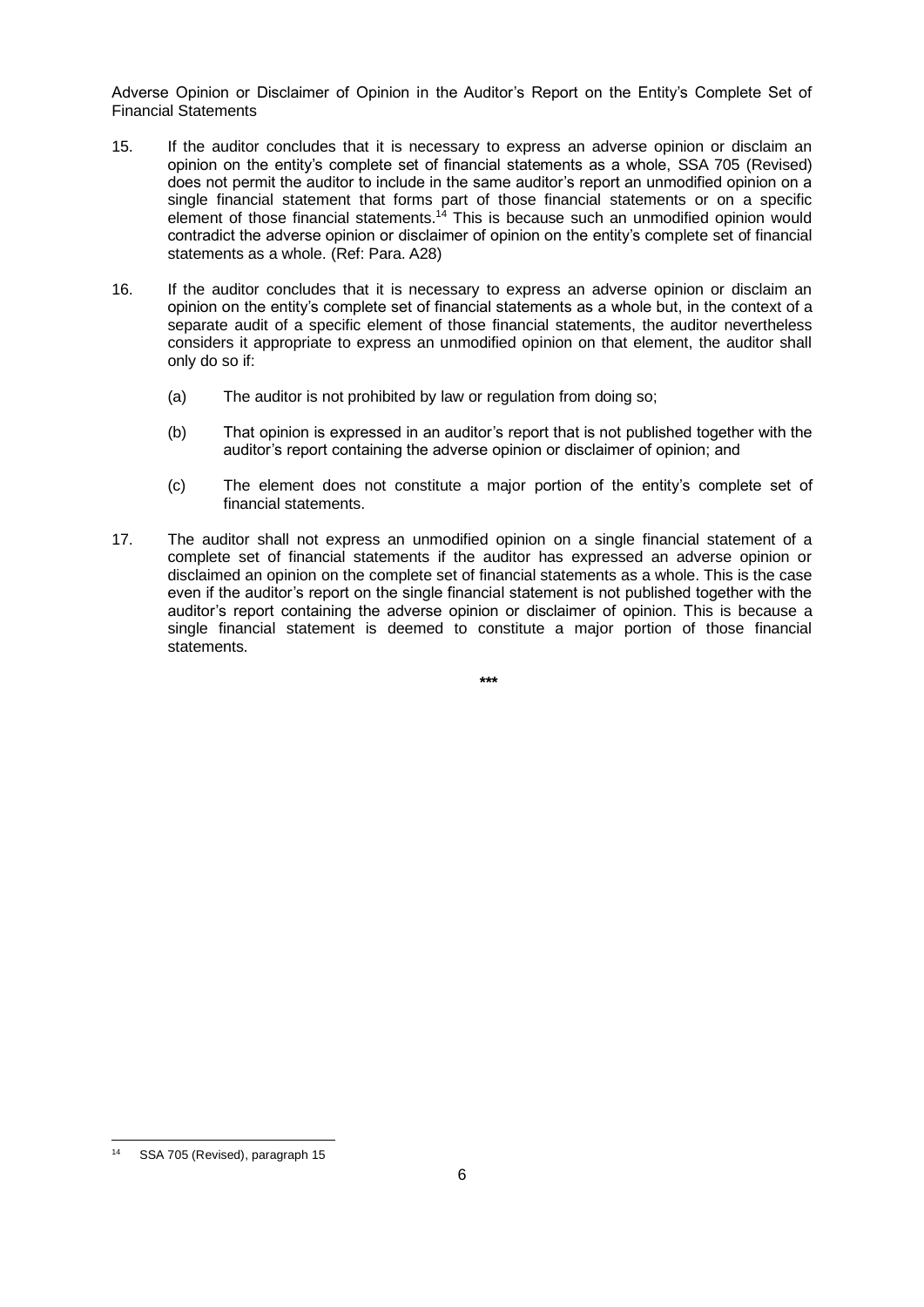Adverse Opinion or Disclaimer of Opinion in the Auditor's Report on the Entity's Complete Set of Financial Statements

15. If the auditor concludes that it is necessary to express an adverse opinion or disclaim an opinion on the entity's complete set of financial statements as a whole, SSA 705 (Revised) does not permit the auditor to include in the same auditor's report an unmodified opinion on a single financial statement that forms part of those financial statements or on a specific element of those financial statements.[14] This is because such an unmodified opinion would contradict the adverse opinion or disclaimer of opinion on the entity's complete set of financial statements as a whole. (Ref: Para. A28)

16. If the auditor concludes that it is necessary to express an adverse opinion or disclaim an opinion on the entity's complete set of financial statements as a whole but, in the context of a separate audit of a specific element of those financial statements, the auditor nevertheless considers it appropriate to express an unmodified opinion on that element, the auditor shall only do so if:

    (a) The auditor is not prohibited by law or regulation from doing so;

    (b) That opinion is expressed in an auditor's report that is not published together with the auditor's report containing the adverse opinion or disclaimer of opinion; and

    (c) The element does not constitute a major portion of the entity's complete set of financial statements.

17. The auditor shall not express an unmodified opinion on a single financial statement of a complete set of financial statements if the auditor has expressed an adverse opinion or disclaimed an opinion on the complete set of financial statements as a whole. This is the case even if the auditor's report on the single financial statement is not published together with the auditor's report containing the adverse opinion or disclaimer of opinion. This is because a single financial statement is deemed to constitute a major portion of those financial statements.

***

[14] SSA 705 (Revised), paragraph 15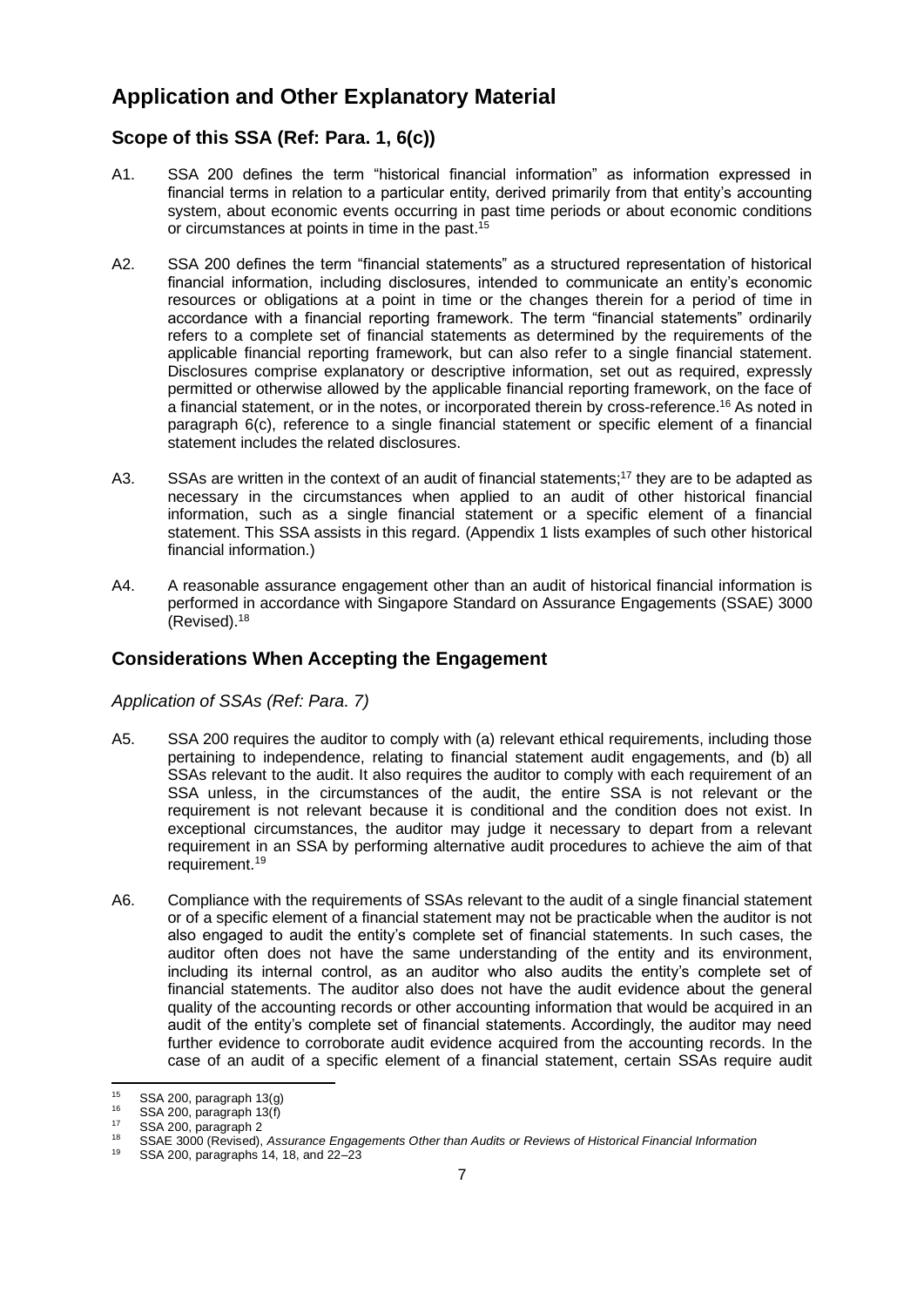# Application and Other Explanatory Material

## Scope of this SSA (Ref: Para. 1, 6(c))

A1. SSA 200 defines the term "historical financial information" as information expressed in financial terms in relation to a particular entity, derived primarily from that entity's accounting system, about economic events occurring in past time periods or about economic conditions or circumstances at points in time in the past.[15]

A2. SSA 200 defines the term "financial statements" as a structured representation of historical financial information, including disclosures, intended to communicate an entity's economic resources or obligations at a point in time or the changes therein for a period of time in accordance with a financial reporting framework. The term "financial statements" ordinarily refers to a complete set of financial statements as determined by the requirements of the applicable financial reporting framework, but can also refer to a single financial statement. Disclosures comprise explanatory or descriptive information, set out as required, expressly permitted or otherwise allowed by the applicable financial reporting framework, on the face of a financial statement, or in the notes, or incorporated therein by cross-reference.[16] As noted in paragraph 6(c), reference to a single financial statement or specific element of a financial statement includes the related disclosures.

A3. SSAs are written in the context of an audit of financial statements;[17] they are to be adapted as necessary in the circumstances when applied to an audit of other historical financial information, such as a single financial statement or a specific element of a financial statement. This SSA assists in this regard. (Appendix 1 lists examples of such other historical financial information.)

A4. A reasonable assurance engagement other than an audit of historical financial information is performed in accordance with Singapore Standard on Assurance Engagements (SSAE) 3000 (Revised).[18]

## Considerations When Accepting the Engagement

*Application of SSAs (Ref: Para. 7)*

A5. SSA 200 requires the auditor to comply with (a) relevant ethical requirements, including those pertaining to independence, relating to financial statement audit engagements, and (b) all SSAs relevant to the audit. It also requires the auditor to comply with each requirement of an SSA unless, in the circumstances of the audit, the entire SSA is not relevant or the requirement is not relevant because it is conditional and the condition does not exist. In exceptional circumstances, the auditor may judge it necessary to depart from a relevant requirement in an SSA by performing alternative audit procedures to achieve the aim of that requirement.[19]

A6. Compliance with the requirements of SSAs relevant to the audit of a single financial statement or of a specific element of a financial statement may not be practicable when the auditor is not also engaged to audit the entity's complete set of financial statements. In such cases, the auditor often does not have the same understanding of the entity and its environment, including its internal control, as an auditor who also audits the entity's complete set of financial statements. The auditor also does not have the audit evidence about the general quality of the accounting records or other accounting information that would be acquired in an audit of the entity's complete set of financial statements. Accordingly, the auditor may need further evidence to corroborate audit evidence acquired from the accounting records. In the case of an audit of a specific element of a financial statement, certain SSAs require audit

---

[15] SSA 200, paragraph 13(g)

[16] SSA 200, paragraph 13(f)

[17] SSA 200, paragraph 2

[18] SSAE 3000 (Revised), *Assurance Engagements Other than Audits or Reviews of Historical Financial Information*

[19] SSA 200, paragraphs 14, 18, and 22–23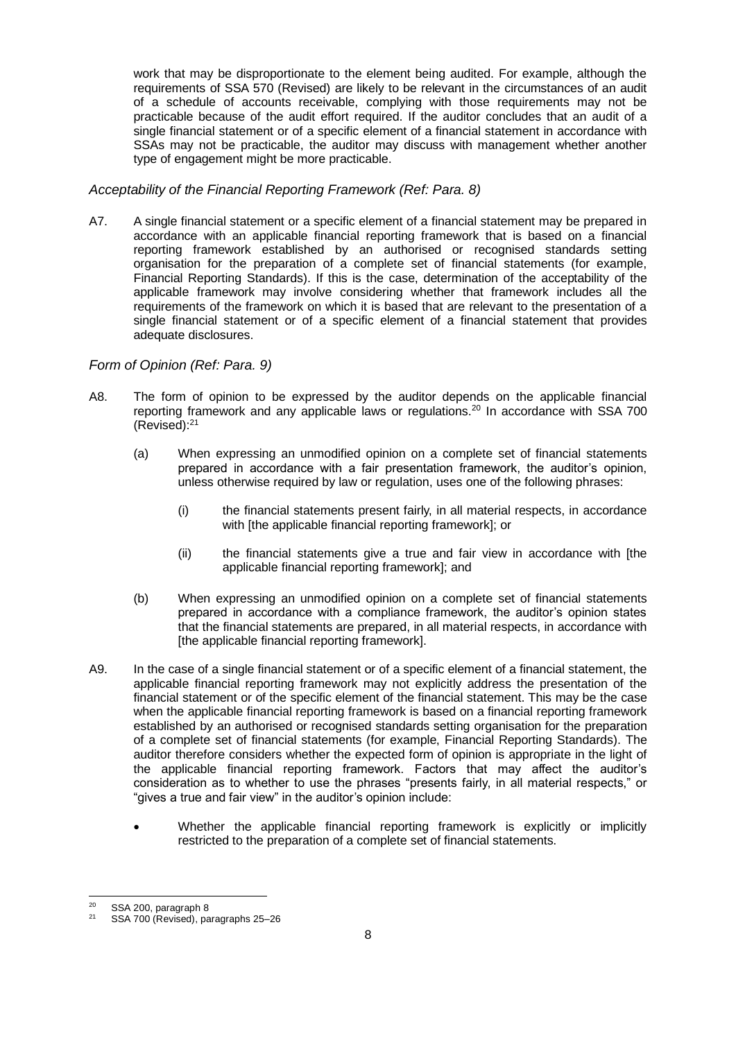work that may be disproportionate to the element being audited. For example, although the requirements of SSA 570 (Revised) are likely to be relevant in the circumstances of an audit of a schedule of accounts receivable, complying with those requirements may not be practicable because of the audit effort required. If the auditor concludes that an audit of a single financial statement or of a specific element of a financial statement in accordance with SSAs may not be practicable, the auditor may discuss with management whether another type of engagement might be more practicable.

*Acceptability of the Financial Reporting Framework (Ref: Para. 8)*

A7. A single financial statement or a specific element of a financial statement may be prepared in accordance with an applicable financial reporting framework that is based on a financial reporting framework established by an authorised or recognised standards setting organisation for the preparation of a complete set of financial statements (for example, Financial Reporting Standards). If this is the case, determination of the acceptability of the applicable framework may involve considering whether that framework includes all the requirements of the framework on which it is based that are relevant to the presentation of a single financial statement or of a specific element of a financial statement that provides adequate disclosures.

*Form of Opinion (Ref: Para. 9)*

A8. The form of opinion to be expressed by the auditor depends on the applicable financial reporting framework and any applicable laws or regulations.[20] In accordance with SSA 700 (Revised):[21]

(a) When expressing an unmodified opinion on a complete set of financial statements prepared in accordance with a fair presentation framework, the auditor's opinion, unless otherwise required by law or regulation, uses one of the following phrases:

(i) the financial statements present fairly, in all material respects, in accordance with [the applicable financial reporting framework]; or

(ii) the financial statements give a true and fair view in accordance with [the applicable financial reporting framework]; and

(b) When expressing an unmodified opinion on a complete set of financial statements prepared in accordance with a compliance framework, the auditor's opinion states that the financial statements are prepared, in all material respects, in accordance with [the applicable financial reporting framework].

A9. In the case of a single financial statement or of a specific element of a financial statement, the applicable financial reporting framework may not explicitly address the presentation of the financial statement or of the specific element of the financial statement. This may be the case when the applicable financial reporting framework is based on a financial reporting framework established by an authorised or recognised standards setting organisation for the preparation of a complete set of financial statements (for example, Financial Reporting Standards). The auditor therefore considers whether the expected form of opinion is appropriate in the light of the applicable financial reporting framework. Factors that may affect the auditor's consideration as to whether to use the phrases "presents fairly, in all material respects," or "gives a true and fair view" in the auditor's opinion include:

- Whether the applicable financial reporting framework is explicitly or implicitly restricted to the preparation of a complete set of financial statements.

---

[20] SSA 200, paragraph 8

[21] SSA 700 (Revised), paragraphs 25–26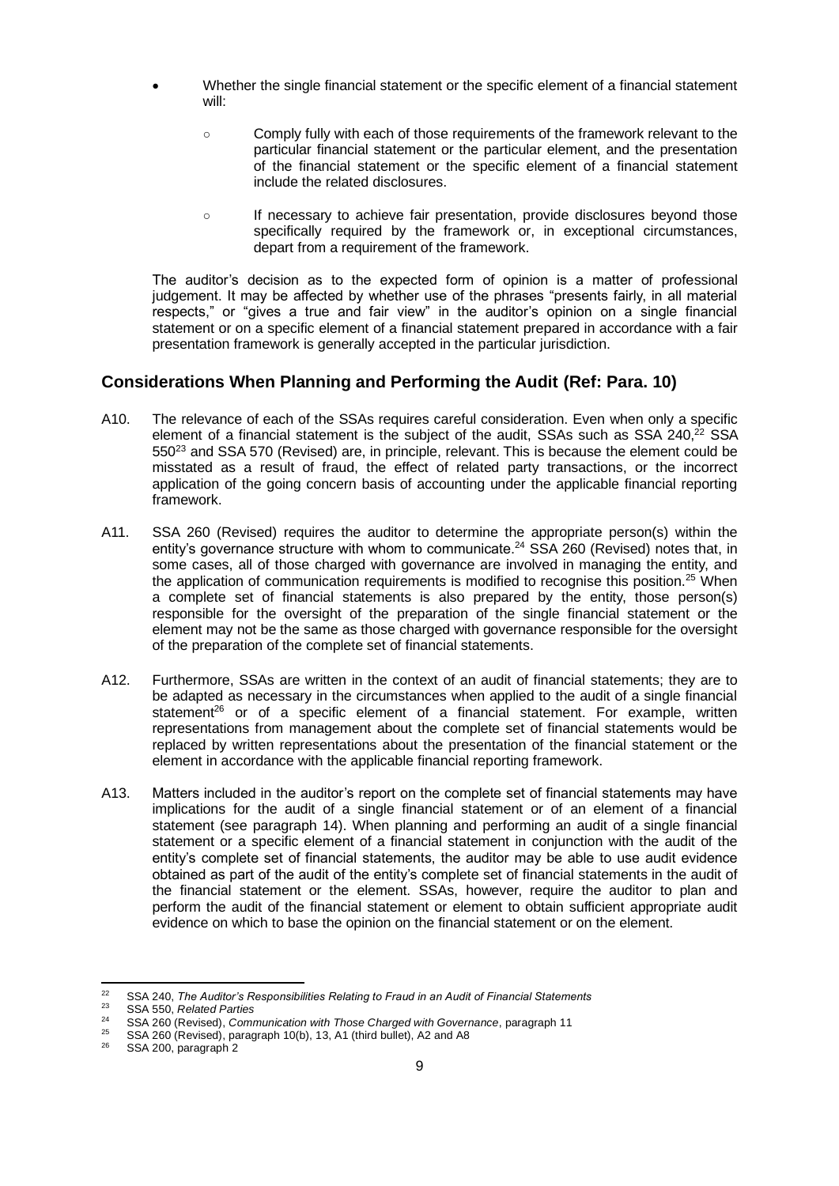- Whether the single financial statement or the specific element of a financial statement will:
    - Comply fully with each of those requirements of the framework relevant to the particular financial statement or the particular element, and the presentation of the financial statement or the specific element of a financial statement include the related disclosures.
    - If necessary to achieve fair presentation, provide disclosures beyond those specifically required by the framework or, in exceptional circumstances, depart from a requirement of the framework.

The auditor's decision as to the expected form of opinion is a matter of professional judgement. It may be affected by whether use of the phrases "presents fairly, in all material respects," or "gives a true and fair view" in the auditor's opinion on a single financial statement or on a specific element of a financial statement prepared in accordance with a fair presentation framework is generally accepted in the particular jurisdiction.

## Considerations When Planning and Performing the Audit (Ref: Para. 10)

A10. The relevance of each of the SSAs requires careful consideration. Even when only a specific element of a financial statement is the subject of the audit, SSAs such as SSA 240,[22] SSA 550[23] and SSA 570 (Revised) are, in principle, relevant. This is because the element could be misstated as a result of fraud, the effect of related party transactions, or the incorrect application of the going concern basis of accounting under the applicable financial reporting framework.

A11. SSA 260 (Revised) requires the auditor to determine the appropriate person(s) within the entity's governance structure with whom to communicate.[24] SSA 260 (Revised) notes that, in some cases, all of those charged with governance are involved in managing the entity, and the application of communication requirements is modified to recognise this position.[25] When a complete set of financial statements is also prepared by the entity, those person(s) responsible for the oversight of the preparation of the single financial statement or the element may not be the same as those charged with governance responsible for the oversight of the preparation of the complete set of financial statements.

A12. Furthermore, SSAs are written in the context of an audit of financial statements; they are to be adapted as necessary in the circumstances when applied to the audit of a single financial statement[26] or of a specific element of a financial statement. For example, written representations from management about the complete set of financial statements would be replaced by written representations about the presentation of the financial statement or the element in accordance with the applicable financial reporting framework.

A13. Matters included in the auditor's report on the complete set of financial statements may have implications for the audit of a single financial statement or of an element of a financial statement (see paragraph 14). When planning and performing an audit of a single financial statement or a specific element of a financial statement in conjunction with the audit of the entity's complete set of financial statements, the auditor may be able to use audit evidence obtained as part of the audit of the entity's complete set of financial statements in the audit of the financial statement or the element. SSAs, however, require the auditor to plan and perform the audit of the financial statement or element to obtain sufficient appropriate audit evidence on which to base the opinion on the financial statement or on the element.

---

[22] SSA 240, *The Auditor's Responsibilities Relating to Fraud in an Audit of Financial Statements*

[23] SSA 550, *Related Parties*

[24] SSA 260 (Revised), *Communication with Those Charged with Governance*, paragraph 11

[25] SSA 260 (Revised), paragraph 10(b), 13, A1 (third bullet), A2 and A8

[26] SSA 200, paragraph 2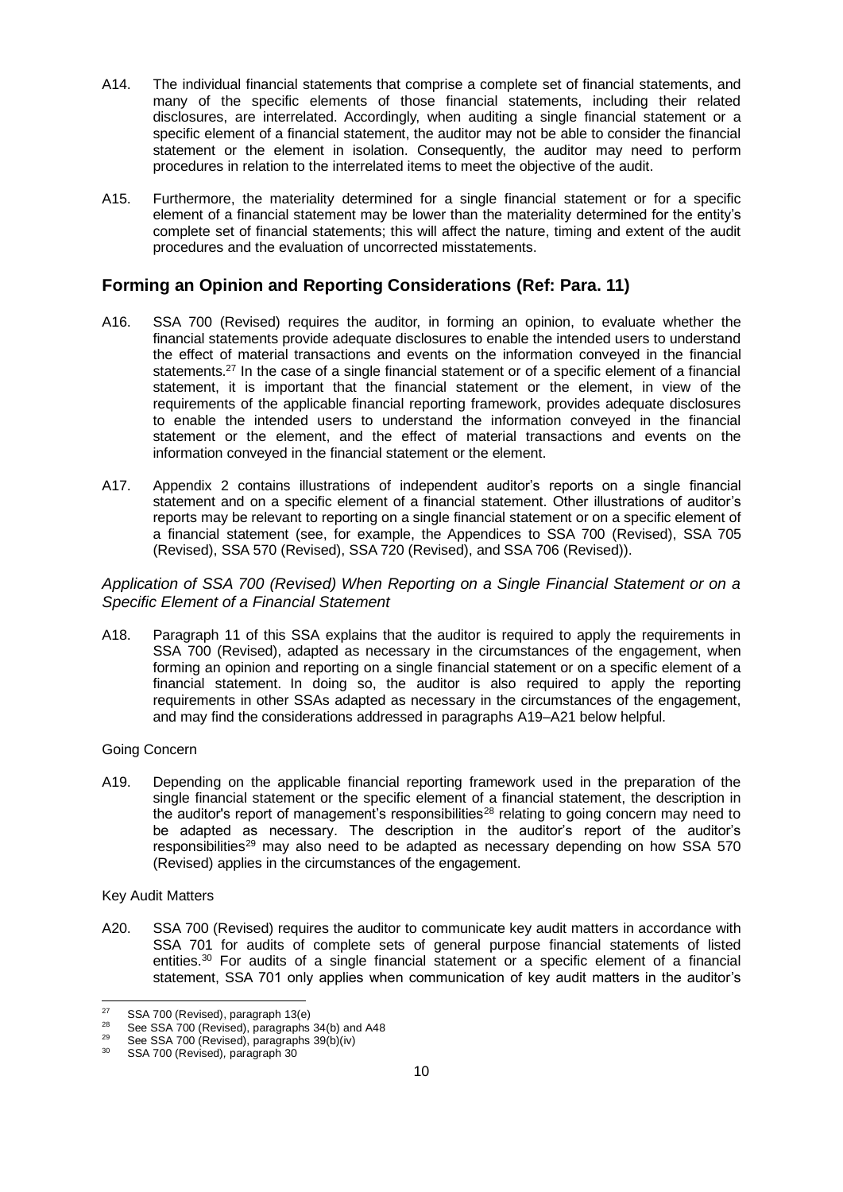A14. The individual financial statements that comprise a complete set of financial statements, and many of the specific elements of those financial statements, including their related disclosures, are interrelated. Accordingly, when auditing a single financial statement or a specific element of a financial statement, the auditor may not be able to consider the financial statement or the element in isolation. Consequently, the auditor may need to perform procedures in relation to the interrelated items to meet the objective of the audit.

A15. Furthermore, the materiality determined for a single financial statement or for a specific element of a financial statement may be lower than the materiality determined for the entity's complete set of financial statements; this will affect the nature, timing and extent of the audit procedures and the evaluation of uncorrected misstatements.

## Forming an Opinion and Reporting Considerations (Ref: Para. 11)

A16. SSA 700 (Revised) requires the auditor, in forming an opinion, to evaluate whether the financial statements provide adequate disclosures to enable the intended users to understand the effect of material transactions and events on the information conveyed in the financial statements.[27] In the case of a single financial statement or of a specific element of a financial statement, it is important that the financial statement or the element, in view of the requirements of the applicable financial reporting framework, provides adequate disclosures to enable the intended users to understand the information conveyed in the financial statement or the element, and the effect of material transactions and events on the information conveyed in the financial statement or the element.

A17. Appendix 2 contains illustrations of independent auditor's reports on a single financial statement and on a specific element of a financial statement. Other illustrations of auditor's reports may be relevant to reporting on a single financial statement or on a specific element of a financial statement (see, for example, the Appendices to SSA 700 (Revised), SSA 705 (Revised), SSA 570 (Revised), SSA 720 (Revised), and SSA 706 (Revised)).

*Application of SSA 700 (Revised) When Reporting on a Single Financial Statement or on a Specific Element of a Financial Statement*

A18. Paragraph 11 of this SSA explains that the auditor is required to apply the requirements in SSA 700 (Revised), adapted as necessary in the circumstances of the engagement, when forming an opinion and reporting on a single financial statement or on a specific element of a financial statement. In doing so, the auditor is also required to apply the reporting requirements in other SSAs adapted as necessary in the circumstances of the engagement, and may find the considerations addressed in paragraphs A19–A21 below helpful.

Going Concern

A19. Depending on the applicable financial reporting framework used in the preparation of the single financial statement or the specific element of a financial statement, the description in the auditor's report of management's responsibilities[28] relating to going concern may need to be adapted as necessary. The description in the auditor's report of the auditor's responsibilities[29] may also need to be adapted as necessary depending on how SSA 570 (Revised) applies in the circumstances of the engagement.

Key Audit Matters

A20. SSA 700 (Revised) requires the auditor to communicate key audit matters in accordance with SSA 701 for audits of complete sets of general purpose financial statements of listed entities.[30] For audits of a single financial statement or a specific element of a financial statement, SSA 701 only applies when communication of key audit matters in the auditor's

---

[27] SSA 700 (Revised), paragraph 13(e)

[28] See SSA 700 (Revised), paragraphs 34(b) and A48

[29] See SSA 700 (Revised), paragraphs 39(b)(iv)

[30] SSA 700 (Revised), paragraph 30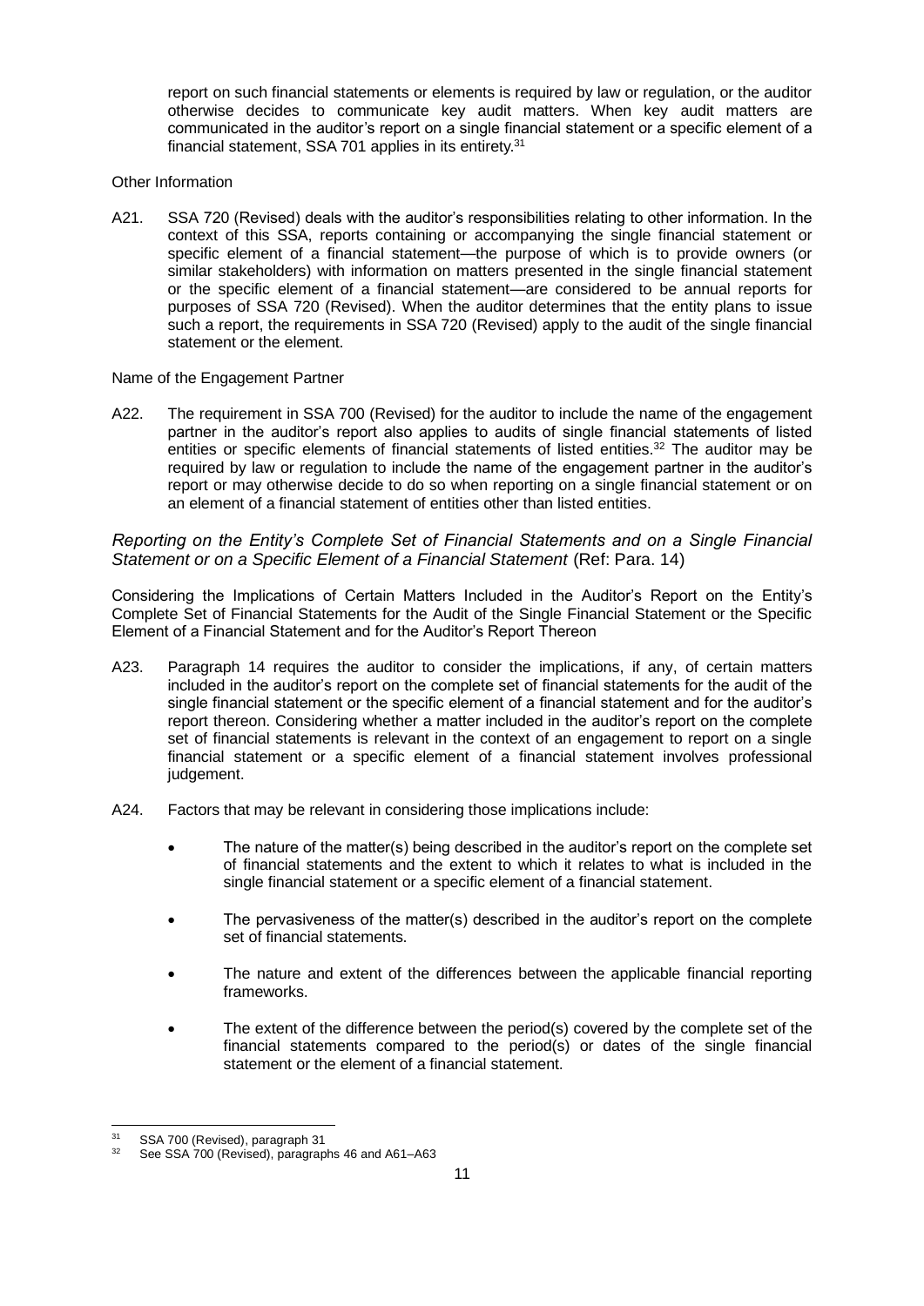report on such financial statements or elements is required by law or regulation, or the auditor otherwise decides to communicate key audit matters. When key audit matters are communicated in the auditor's report on a single financial statement or a specific element of a financial statement, SSA 701 applies in its entirety.[31]

Other Information

A21. SSA 720 (Revised) deals with the auditor's responsibilities relating to other information. In the context of this SSA, reports containing or accompanying the single financial statement or specific element of a financial statement—the purpose of which is to provide owners (or similar stakeholders) with information on matters presented in the single financial statement or the specific element of a financial statement—are considered to be annual reports for purposes of SSA 720 (Revised). When the auditor determines that the entity plans to issue such a report, the requirements in SSA 720 (Revised) apply to the audit of the single financial statement or the element.

Name of the Engagement Partner

A22. The requirement in SSA 700 (Revised) for the auditor to include the name of the engagement partner in the auditor's report also applies to audits of single financial statements of listed entities or specific elements of financial statements of listed entities.[32] The auditor may be required by law or regulation to include the name of the engagement partner in the auditor's report or may otherwise decide to do so when reporting on a single financial statement or on an element of a financial statement of entities other than listed entities.

*Reporting on the Entity's Complete Set of Financial Statements and on a Single Financial Statement or on a Specific Element of a Financial Statement* (Ref: Para. 14)

Considering the Implications of Certain Matters Included in the Auditor's Report on the Entity's Complete Set of Financial Statements for the Audit of the Single Financial Statement or the Specific Element of a Financial Statement and for the Auditor's Report Thereon

A23. Paragraph 14 requires the auditor to consider the implications, if any, of certain matters included in the auditor's report on the complete set of financial statements for the audit of the single financial statement or the specific element of a financial statement and for the auditor's report thereon. Considering whether a matter included in the auditor's report on the complete set of financial statements is relevant in the context of an engagement to report on a single financial statement or a specific element of a financial statement involves professional judgement.

A24. Factors that may be relevant in considering those implications include:

- The nature of the matter(s) being described in the auditor's report on the complete set of financial statements and the extent to which it relates to what is included in the single financial statement or a specific element of a financial statement.
- The pervasiveness of the matter(s) described in the auditor's report on the complete set of financial statements.
- The nature and extent of the differences between the applicable financial reporting frameworks.
- The extent of the difference between the period(s) covered by the complete set of the financial statements compared to the period(s) or dates of the single financial statement or the element of a financial statement.

[31] SSA 700 (Revised), paragraph 31

[32] See SSA 700 (Revised), paragraphs 46 and A61–A63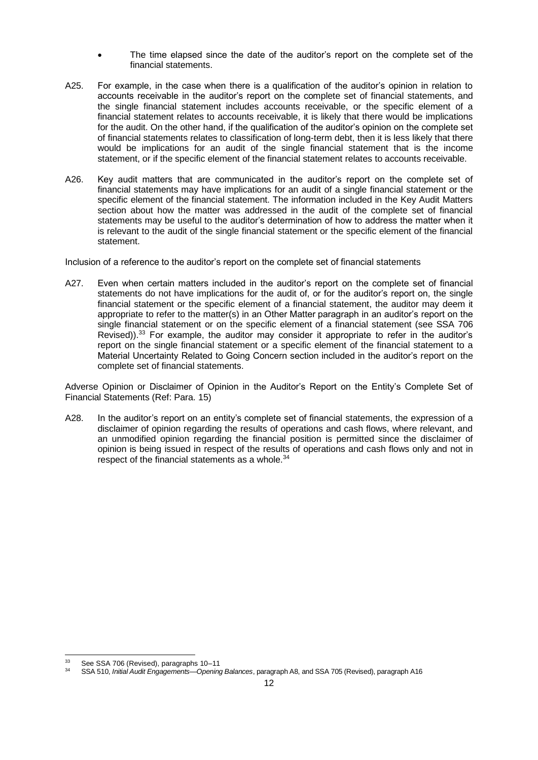- The time elapsed since the date of the auditor's report on the complete set of the financial statements.

A25. For example, in the case when there is a qualification of the auditor's opinion in relation to accounts receivable in the auditor's report on the complete set of financial statements, and the single financial statement includes accounts receivable, or the specific element of a financial statement relates to accounts receivable, it is likely that there would be implications for the audit. On the other hand, if the qualification of the auditor's opinion on the complete set of financial statements relates to classification of long-term debt, then it is less likely that there would be implications for an audit of the single financial statement that is the income statement, or if the specific element of the financial statement relates to accounts receivable.

A26. Key audit matters that are communicated in the auditor's report on the complete set of financial statements may have implications for an audit of a single financial statement or the specific element of the financial statement. The information included in the Key Audit Matters section about how the matter was addressed in the audit of the complete set of financial statements may be useful to the auditor's determination of how to address the matter when it is relevant to the audit of the single financial statement or the specific element of the financial statement.

Inclusion of a reference to the auditor's report on the complete set of financial statements

A27. Even when certain matters included in the auditor's report on the complete set of financial statements do not have implications for the audit of, or for the auditor's report on, the single financial statement or the specific element of a financial statement, the auditor may deem it appropriate to refer to the matter(s) in an Other Matter paragraph in an auditor's report on the single financial statement or on the specific element of a financial statement (see SSA 706 Revised)).[33] For example, the auditor may consider it appropriate to refer in the auditor's report on the single financial statement or a specific element of the financial statement to a Material Uncertainty Related to Going Concern section included in the auditor's report on the complete set of financial statements.

Adverse Opinion or Disclaimer of Opinion in the Auditor's Report on the Entity's Complete Set of Financial Statements (Ref: Para. 15)

A28. In the auditor's report on an entity's complete set of financial statements, the expression of a disclaimer of opinion regarding the results of operations and cash flows, where relevant, and an unmodified opinion regarding the financial position is permitted since the disclaimer of opinion is being issued in respect of the results of operations and cash flows only and not in respect of the financial statements as a whole.[34]

---

[33] See SSA 706 (Revised), paragraphs 10–11

[34] SSA 510, *Initial Audit Engagements—Opening Balances*, paragraph A8, and SSA 705 (Revised), paragraph A16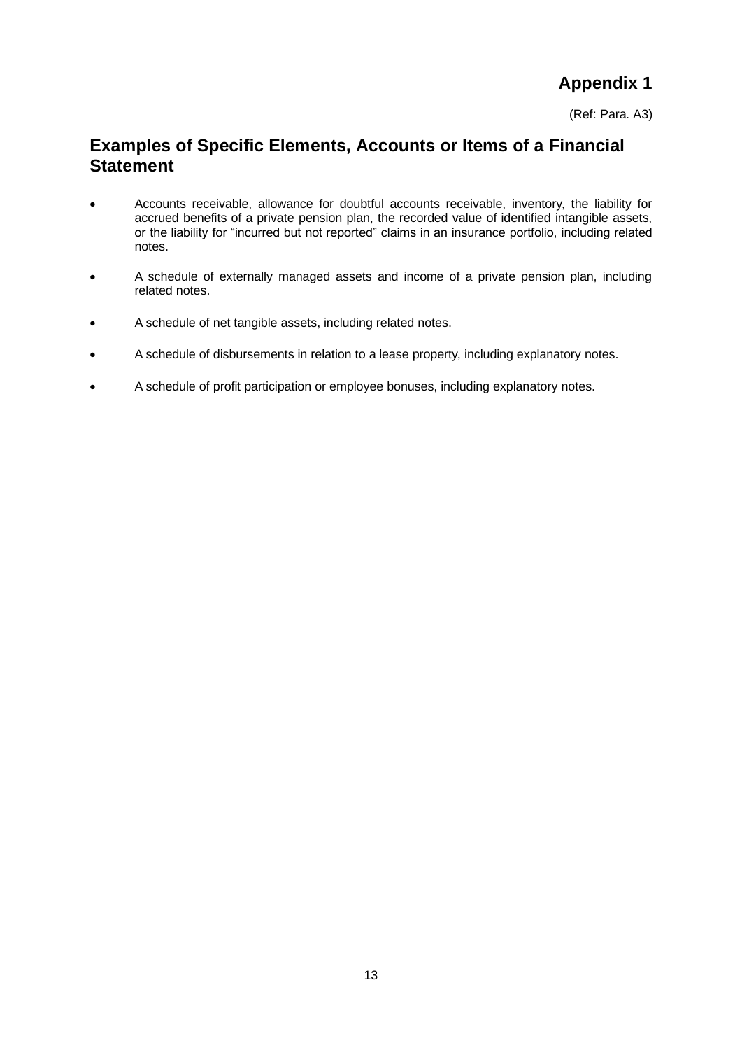# Appendix 1

(Ref: Para. A3)

## Examples of Specific Elements, Accounts or Items of a Financial Statement

- Accounts receivable, allowance for doubtful accounts receivable, inventory, the liability for accrued benefits of a private pension plan, the recorded value of identified intangible assets, or the liability for "incurred but not reported" claims in an insurance portfolio, including related notes.
- A schedule of externally managed assets and income of a private pension plan, including related notes.
- A schedule of net tangible assets, including related notes.
- A schedule of disbursements in relation to a lease property, including explanatory notes.
- A schedule of profit participation or employee bonuses, including explanatory notes.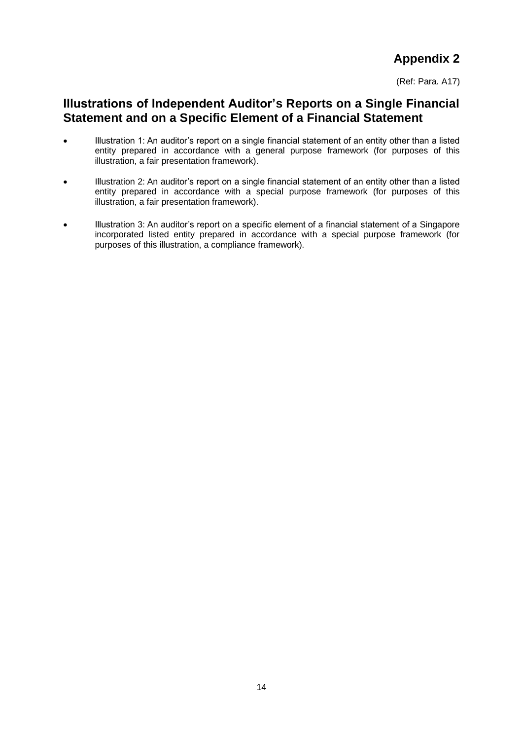# Appendix 2

(Ref: Para. A17)

## Illustrations of Independent Auditor's Reports on a Single Financial Statement and on a Specific Element of a Financial Statement

- Illustration 1: An auditor's report on a single financial statement of an entity other than a listed entity prepared in accordance with a general purpose framework (for purposes of this illustration, a fair presentation framework).
- Illustration 2: An auditor's report on a single financial statement of an entity other than a listed entity prepared in accordance with a special purpose framework (for purposes of this illustration, a fair presentation framework).
- Illustration 3: An auditor's report on a specific element of a financial statement of a Singapore incorporated listed entity prepared in accordance with a special purpose framework (for purposes of this illustration, a compliance framework).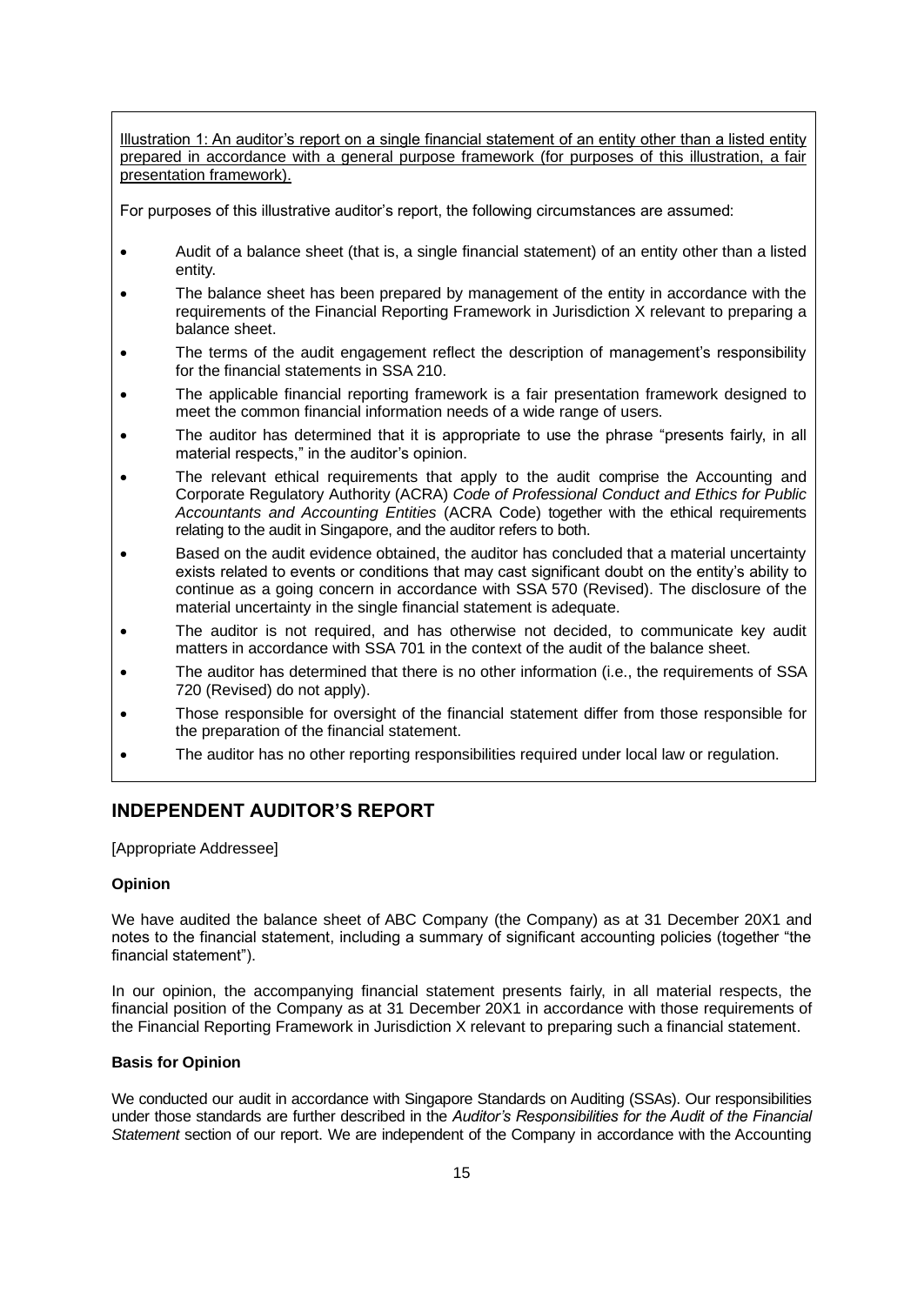Illustration 1: An auditor's report on a single financial statement of an entity other than a listed entity prepared in accordance with a general purpose framework (for purposes of this illustration, a fair presentation framework).

For purposes of this illustrative auditor's report, the following circumstances are assumed:

- Audit of a balance sheet (that is, a single financial statement) of an entity other than a listed entity.
- The balance sheet has been prepared by management of the entity in accordance with the requirements of the Financial Reporting Framework in Jurisdiction X relevant to preparing a balance sheet.
- The terms of the audit engagement reflect the description of management's responsibility for the financial statements in SSA 210.
- The applicable financial reporting framework is a fair presentation framework designed to meet the common financial information needs of a wide range of users.
- The auditor has determined that it is appropriate to use the phrase "presents fairly, in all material respects," in the auditor's opinion.
- The relevant ethical requirements that apply to the audit comprise the Accounting and Corporate Regulatory Authority (ACRA) *Code of Professional Conduct and Ethics for Public Accountants and Accounting Entities* (ACRA Code) together with the ethical requirements relating to the audit in Singapore, and the auditor refers to both.
- Based on the audit evidence obtained, the auditor has concluded that a material uncertainty exists related to events or conditions that may cast significant doubt on the entity's ability to continue as a going concern in accordance with SSA 570 (Revised). The disclosure of the material uncertainty in the single financial statement is adequate.
- The auditor is not required, and has otherwise not decided, to communicate key audit matters in accordance with SSA 701 in the context of the audit of the balance sheet.
- The auditor has determined that there is no other information (i.e., the requirements of SSA 720 (Revised) do not apply).
- Those responsible for oversight of the financial statement differ from those responsible for the preparation of the financial statement.
- The auditor has no other reporting responsibilities required under local law or regulation.

## INDEPENDENT AUDITOR'S REPORT

[Appropriate Addressee]

**Opinion**

We have audited the balance sheet of ABC Company (the Company) as at 31 December 20X1 and notes to the financial statement, including a summary of significant accounting policies (together "the financial statement").

In our opinion, the accompanying financial statement presents fairly, in all material respects, the financial position of the Company as at 31 December 20X1 in accordance with those requirements of the Financial Reporting Framework in Jurisdiction X relevant to preparing such a financial statement.

**Basis for Opinion**

We conducted our audit in accordance with Singapore Standards on Auditing (SSAs). Our responsibilities under those standards are further described in the *Auditor's Responsibilities for the Audit of the Financial Statement* section of our report. We are independent of the Company in accordance with the Accounting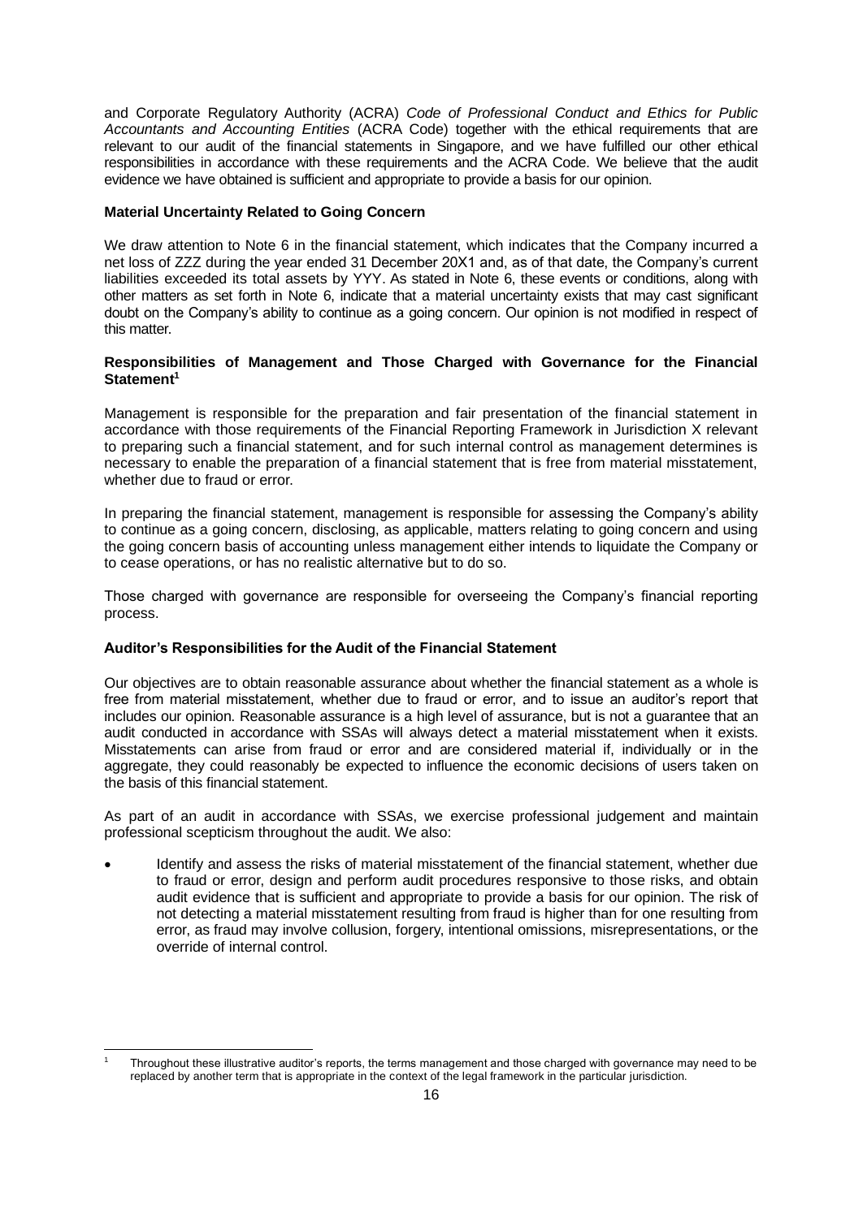and Corporate Regulatory Authority (ACRA) *Code of Professional Conduct and Ethics for Public Accountants and Accounting Entities* (ACRA Code) together with the ethical requirements that are relevant to our audit of the financial statements in Singapore, and we have fulfilled our other ethical responsibilities in accordance with these requirements and the ACRA Code. We believe that the audit evidence we have obtained is sufficient and appropriate to provide a basis for our opinion.

**Material Uncertainty Related to Going Concern**

We draw attention to Note 6 in the financial statement, which indicates that the Company incurred a net loss of ZZZ during the year ended 31 December 20X1 and, as of that date, the Company's current liabilities exceeded its total assets by YYY. As stated in Note 6, these events or conditions, along with other matters as set forth in Note 6, indicate that a material uncertainty exists that may cast significant doubt on the Company's ability to continue as a going concern. Our opinion is not modified in respect of this matter.

**Responsibilities of Management and Those Charged with Governance for the Financial Statement[1]**

Management is responsible for the preparation and fair presentation of the financial statement in accordance with those requirements of the Financial Reporting Framework in Jurisdiction X relevant to preparing such a financial statement, and for such internal control as management determines is necessary to enable the preparation of a financial statement that is free from material misstatement, whether due to fraud or error.

In preparing the financial statement, management is responsible for assessing the Company's ability to continue as a going concern, disclosing, as applicable, matters relating to going concern and using the going concern basis of accounting unless management either intends to liquidate the Company or to cease operations, or has no realistic alternative but to do so.

Those charged with governance are responsible for overseeing the Company's financial reporting process.

**Auditor's Responsibilities for the Audit of the Financial Statement**

Our objectives are to obtain reasonable assurance about whether the financial statement as a whole is free from material misstatement, whether due to fraud or error, and to issue an auditor's report that includes our opinion. Reasonable assurance is a high level of assurance, but is not a guarantee that an audit conducted in accordance with SSAs will always detect a material misstatement when it exists. Misstatements can arise from fraud or error and are considered material if, individually or in the aggregate, they could reasonably be expected to influence the economic decisions of users taken on the basis of this financial statement.

As part of an audit in accordance with SSAs, we exercise professional judgement and maintain professional scepticism throughout the audit. We also:

- Identify and assess the risks of material misstatement of the financial statement, whether due to fraud or error, design and perform audit procedures responsive to those risks, and obtain audit evidence that is sufficient and appropriate to provide a basis for our opinion. The risk of not detecting a material misstatement resulting from fraud is higher than for one resulting from error, as fraud may involve collusion, forgery, intentional omissions, misrepresentations, or the override of internal control.

[1] Throughout these illustrative auditor's reports, the terms management and those charged with governance may need to be replaced by another term that is appropriate in the context of the legal framework in the particular jurisdiction.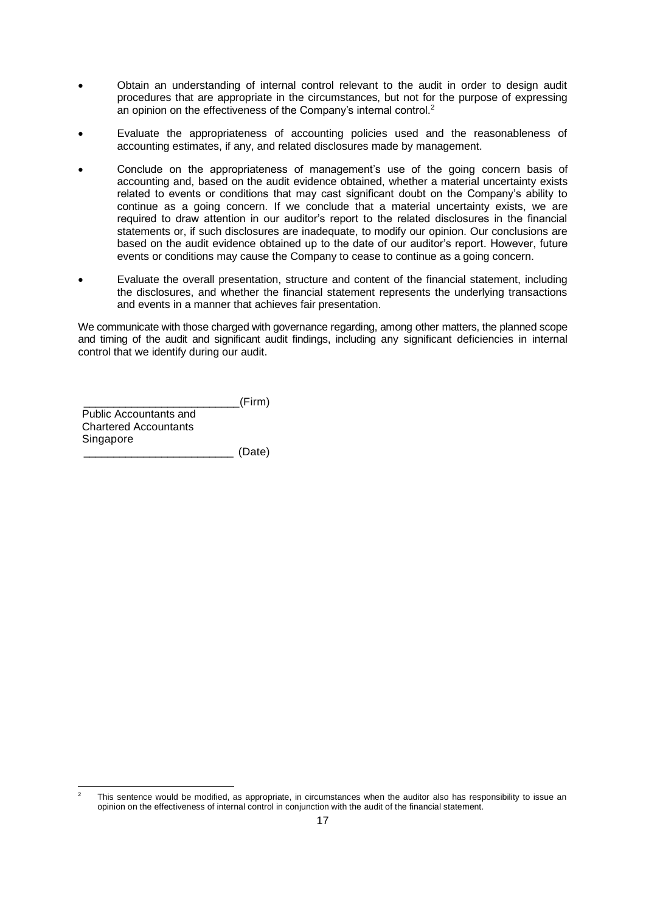- Obtain an understanding of internal control relevant to the audit in order to design audit procedures that are appropriate in the circumstances, but not for the purpose of expressing an opinion on the effectiveness of the Company's internal control.[2]

- Evaluate the appropriateness of accounting policies used and the reasonableness of accounting estimates, if any, and related disclosures made by management.

- Conclude on the appropriateness of management's use of the going concern basis of accounting and, based on the audit evidence obtained, whether a material uncertainty exists related to events or conditions that may cast significant doubt on the Company's ability to continue as a going concern. If we conclude that a material uncertainty exists, we are required to draw attention in our auditor's report to the related disclosures in the financial statements or, if such disclosures are inadequate, to modify our opinion. Our conclusions are based on the audit evidence obtained up to the date of our auditor's report. However, future events or conditions may cause the Company to cease to continue as a going concern.

- Evaluate the overall presentation, structure and content of the financial statement, including the disclosures, and whether the financial statement represents the underlying transactions and events in a manner that achieves fair presentation.

We communicate with those charged with governance regarding, among other matters, the planned scope and timing of the audit and significant audit findings, including any significant deficiencies in internal control that we identify during our audit.

_________________________(Firm)
Public Accountants and
Chartered Accountants
Singapore
________________________ (Date)

---

[2] This sentence would be modified, as appropriate, in circumstances when the auditor also has responsibility to issue an opinion on the effectiveness of internal control in conjunction with the audit of the financial statement.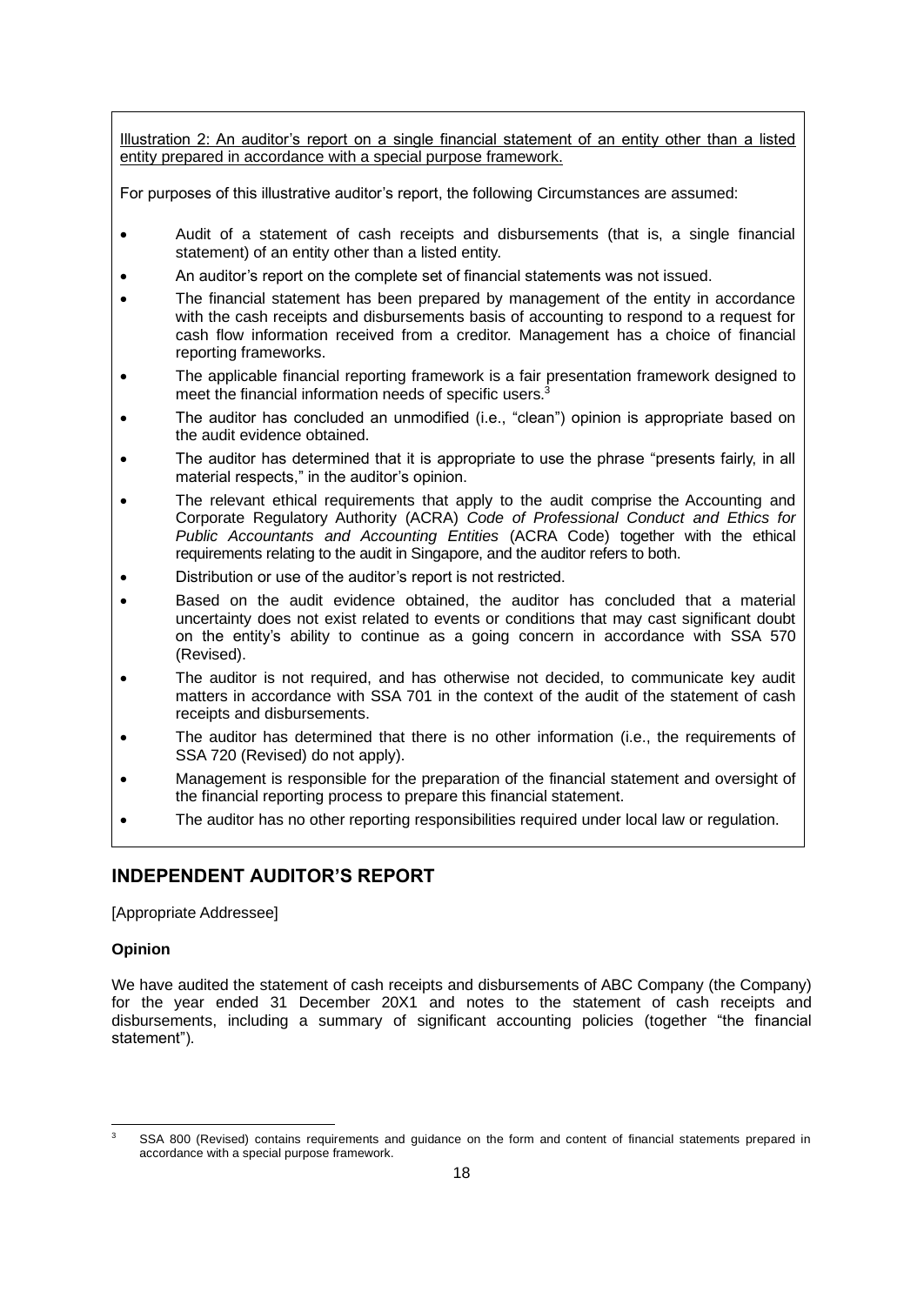Illustration 2: An auditor's report on a single financial statement of an entity other than a listed entity prepared in accordance with a special purpose framework.

For purposes of this illustrative auditor's report, the following Circumstances are assumed:

- Audit of a statement of cash receipts and disbursements (that is, a single financial statement) of an entity other than a listed entity.
- An auditor's report on the complete set of financial statements was not issued.
- The financial statement has been prepared by management of the entity in accordance with the cash receipts and disbursements basis of accounting to respond to a request for cash flow information received from a creditor. Management has a choice of financial reporting frameworks.
- The applicable financial reporting framework is a fair presentation framework designed to meet the financial information needs of specific users.[3]
- The auditor has concluded an unmodified (i.e., "clean") opinion is appropriate based on the audit evidence obtained.
- The auditor has determined that it is appropriate to use the phrase "presents fairly, in all material respects," in the auditor's opinion.
- The relevant ethical requirements that apply to the audit comprise the Accounting and Corporate Regulatory Authority (ACRA) *Code of Professional Conduct and Ethics for Public Accountants and Accounting Entities* (ACRA Code) together with the ethical requirements relating to the audit in Singapore, and the auditor refers to both.
- Distribution or use of the auditor's report is not restricted.
- Based on the audit evidence obtained, the auditor has concluded that a material uncertainty does not exist related to events or conditions that may cast significant doubt on the entity's ability to continue as a going concern in accordance with SSA 570 (Revised).
- The auditor is not required, and has otherwise not decided, to communicate key audit matters in accordance with SSA 701 in the context of the audit of the statement of cash receipts and disbursements.
- The auditor has determined that there is no other information (i.e., the requirements of SSA 720 (Revised) do not apply).
- Management is responsible for the preparation of the financial statement and oversight of the financial reporting process to prepare this financial statement.
- The auditor has no other reporting responsibilities required under local law or regulation.

## INDEPENDENT AUDITOR'S REPORT

[Appropriate Addressee]

**Opinion**

We have audited the statement of cash receipts and disbursements of ABC Company (the Company) for the year ended 31 December 20X1 and notes to the statement of cash receipts and disbursements, including a summary of significant accounting policies (together "the financial statement").

[3] SSA 800 (Revised) contains requirements and guidance on the form and content of financial statements prepared in accordance with a special purpose framework.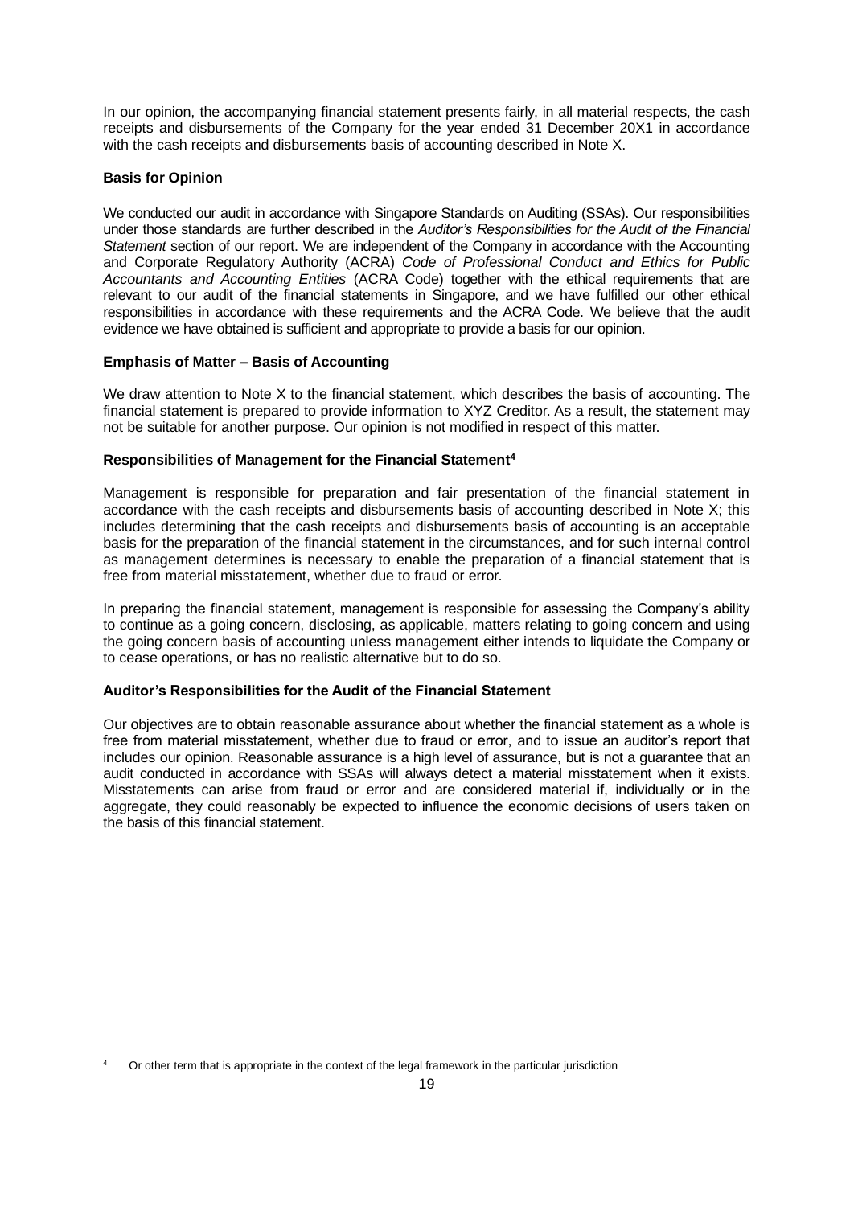In our opinion, the accompanying financial statement presents fairly, in all material respects, the cash receipts and disbursements of the Company for the year ended 31 December 20X1 in accordance with the cash receipts and disbursements basis of accounting described in Note X.

**Basis for Opinion**

We conducted our audit in accordance with Singapore Standards on Auditing (SSAs). Our responsibilities under those standards are further described in the *Auditor's Responsibilities for the Audit of the Financial Statement* section of our report. We are independent of the Company in accordance with the Accounting and Corporate Regulatory Authority (ACRA) *Code of Professional Conduct and Ethics for Public Accountants and Accounting Entities* (ACRA Code) together with the ethical requirements that are relevant to our audit of the financial statements in Singapore, and we have fulfilled our other ethical responsibilities in accordance with these requirements and the ACRA Code. We believe that the audit evidence we have obtained is sufficient and appropriate to provide a basis for our opinion.

**Emphasis of Matter – Basis of Accounting**

We draw attention to Note X to the financial statement, which describes the basis of accounting. The financial statement is prepared to provide information to XYZ Creditor. As a result, the statement may not be suitable for another purpose. Our opinion is not modified in respect of this matter.

**Responsibilities of Management for the Financial Statement[4]**

Management is responsible for preparation and fair presentation of the financial statement in accordance with the cash receipts and disbursements basis of accounting described in Note X; this includes determining that the cash receipts and disbursements basis of accounting is an acceptable basis for the preparation of the financial statement in the circumstances, and for such internal control as management determines is necessary to enable the preparation of a financial statement that is free from material misstatement, whether due to fraud or error.

In preparing the financial statement, management is responsible for assessing the Company's ability to continue as a going concern, disclosing, as applicable, matters relating to going concern and using the going concern basis of accounting unless management either intends to liquidate the Company or to cease operations, or has no realistic alternative but to do so.

**Auditor's Responsibilities for the Audit of the Financial Statement**

Our objectives are to obtain reasonable assurance about whether the financial statement as a whole is free from material misstatement, whether due to fraud or error, and to issue an auditor's report that includes our opinion. Reasonable assurance is a high level of assurance, but is not a guarantee that an audit conducted in accordance with SSAs will always detect a material misstatement when it exists. Misstatements can arise from fraud or error and are considered material if, individually or in the aggregate, they could reasonably be expected to influence the economic decisions of users taken on the basis of this financial statement.

[4] Or other term that is appropriate in the context of the legal framework in the particular jurisdiction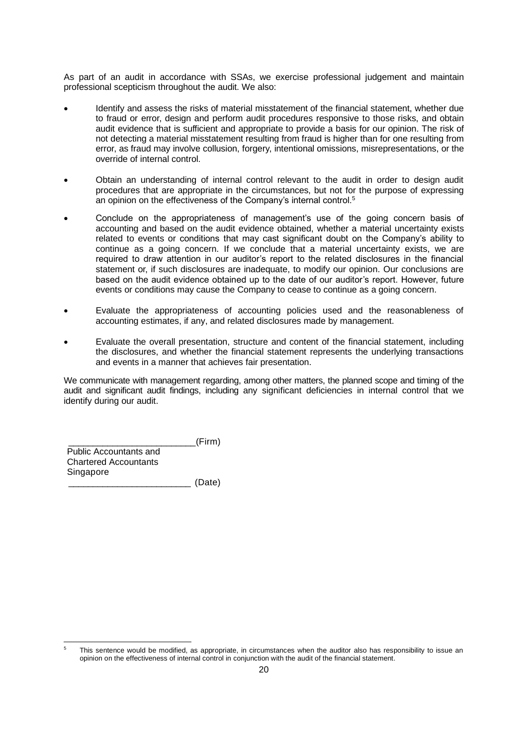As part of an audit in accordance with SSAs, we exercise professional judgement and maintain professional scepticism throughout the audit. We also:

- Identify and assess the risks of material misstatement of the financial statement, whether due to fraud or error, design and perform audit procedures responsive to those risks, and obtain audit evidence that is sufficient and appropriate to provide a basis for our opinion. The risk of not detecting a material misstatement resulting from fraud is higher than for one resulting from error, as fraud may involve collusion, forgery, intentional omissions, misrepresentations, or the override of internal control.

- Obtain an understanding of internal control relevant to the audit in order to design audit procedures that are appropriate in the circumstances, but not for the purpose of expressing an opinion on the effectiveness of the Company's internal control.[5]

- Conclude on the appropriateness of management's use of the going concern basis of accounting and based on the audit evidence obtained, whether a material uncertainty exists related to events or conditions that may cast significant doubt on the Company's ability to continue as a going concern. If we conclude that a material uncertainty exists, we are required to draw attention in our auditor's report to the related disclosures in the financial statement or, if such disclosures are inadequate, to modify our opinion. Our conclusions are based on the audit evidence obtained up to the date of our auditor's report. However, future events or conditions may cause the Company to cease to continue as a going concern.

- Evaluate the appropriateness of accounting policies used and the reasonableness of accounting estimates, if any, and related disclosures made by management.

- Evaluate the overall presentation, structure and content of the financial statement, including the disclosures, and whether the financial statement represents the underlying transactions and events in a manner that achieves fair presentation.

We communicate with management regarding, among other matters, the planned scope and timing of the audit and significant audit findings, including any significant deficiencies in internal control that we identify during our audit.

_________________________(Firm)
Public Accountants and
Chartered Accountants
Singapore
________________________ (Date)

[5] This sentence would be modified, as appropriate, in circumstances when the auditor also has responsibility to issue an opinion on the effectiveness of internal control in conjunction with the audit of the financial statement.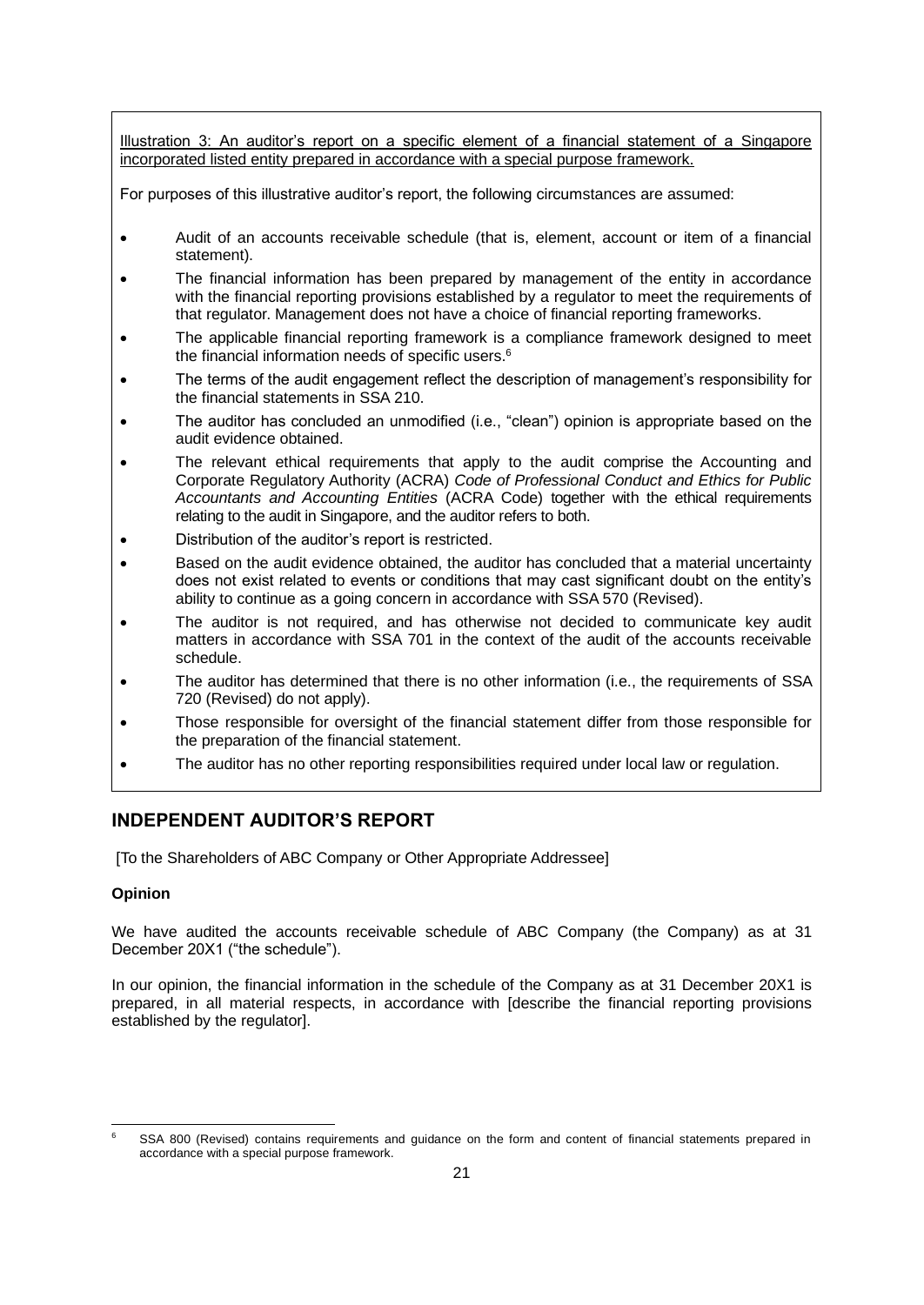Illustration 3: An auditor's report on a specific element of a financial statement of a Singapore incorporated listed entity prepared in accordance with a special purpose framework.

For purposes of this illustrative auditor's report, the following circumstances are assumed:

- Audit of an accounts receivable schedule (that is, element, account or item of a financial statement).
- The financial information has been prepared by management of the entity in accordance with the financial reporting provisions established by a regulator to meet the requirements of that regulator. Management does not have a choice of financial reporting frameworks.
- The applicable financial reporting framework is a compliance framework designed to meet the financial information needs of specific users.[6]
- The terms of the audit engagement reflect the description of management's responsibility for the financial statements in SSA 210.
- The auditor has concluded an unmodified (i.e., "clean") opinion is appropriate based on the audit evidence obtained.
- The relevant ethical requirements that apply to the audit comprise the Accounting and Corporate Regulatory Authority (ACRA) *Code of Professional Conduct and Ethics for Public Accountants and Accounting Entities* (ACRA Code) together with the ethical requirements relating to the audit in Singapore, and the auditor refers to both.
- Distribution of the auditor's report is restricted.
- Based on the audit evidence obtained, the auditor has concluded that a material uncertainty does not exist related to events or conditions that may cast significant doubt on the entity's ability to continue as a going concern in accordance with SSA 570 (Revised).
- The auditor is not required, and has otherwise not decided to communicate key audit matters in accordance with SSA 701 in the context of the audit of the accounts receivable schedule.
- The auditor has determined that there is no other information (i.e., the requirements of SSA 720 (Revised) do not apply).
- Those responsible for oversight of the financial statement differ from those responsible for the preparation of the financial statement.
- The auditor has no other reporting responsibilities required under local law or regulation.

## INDEPENDENT AUDITOR'S REPORT

[To the Shareholders of ABC Company or Other Appropriate Addressee]

**Opinion**

We have audited the accounts receivable schedule of ABC Company (the Company) as at 31 December 20X1 ("the schedule").

In our opinion, the financial information in the schedule of the Company as at 31 December 20X1 is prepared, in all material respects, in accordance with [describe the financial reporting provisions established by the regulator].

[6] SSA 800 (Revised) contains requirements and guidance on the form and content of financial statements prepared in accordance with a special purpose framework.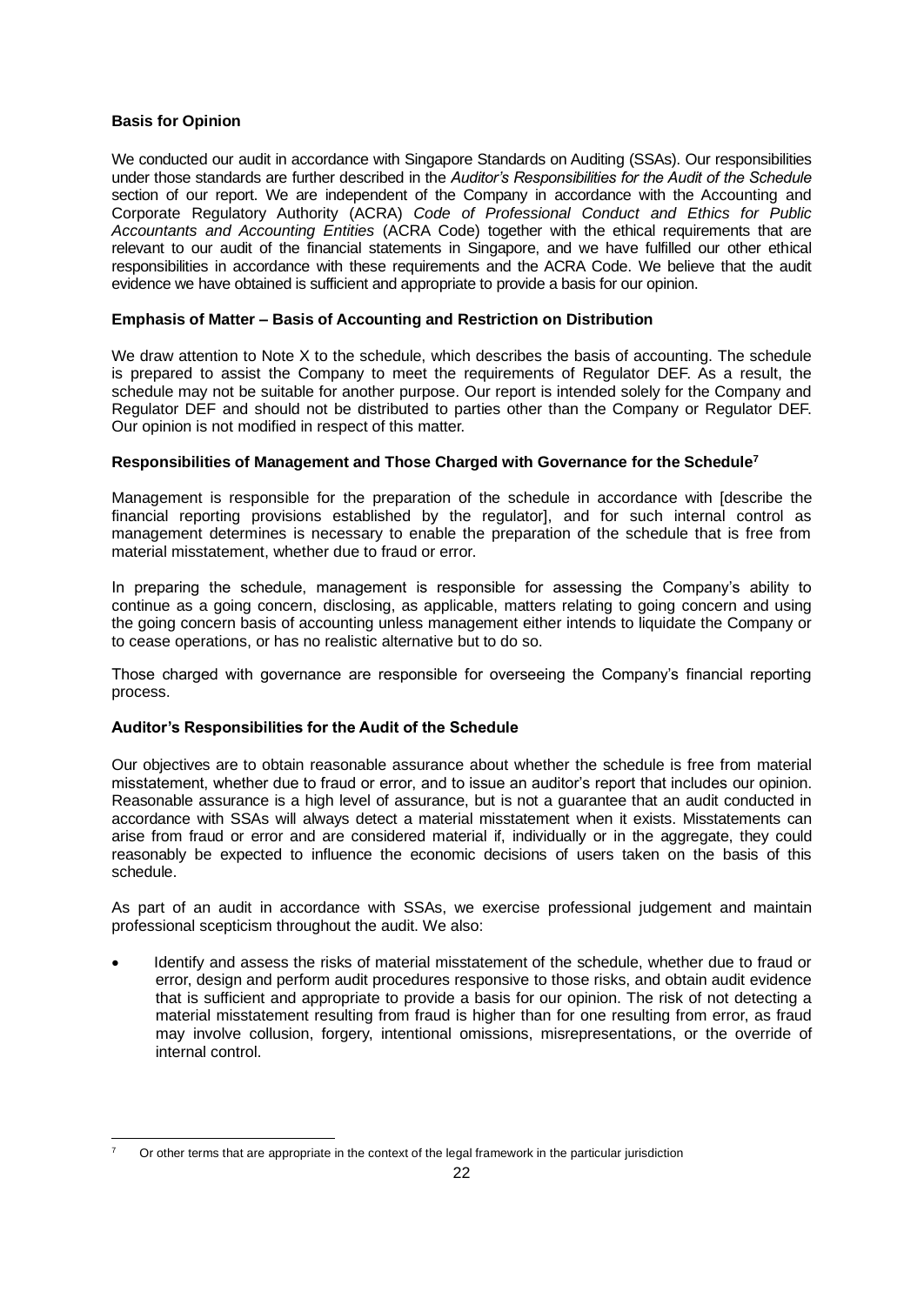**Basis for Opinion**

We conducted our audit in accordance with Singapore Standards on Auditing (SSAs). Our responsibilities under those standards are further described in the *Auditor's Responsibilities for the Audit of the Schedule* section of our report. We are independent of the Company in accordance with the Accounting and Corporate Regulatory Authority (ACRA) *Code of Professional Conduct and Ethics for Public Accountants and Accounting Entities* (ACRA Code) together with the ethical requirements that are relevant to our audit of the financial statements in Singapore, and we have fulfilled our other ethical responsibilities in accordance with these requirements and the ACRA Code. We believe that the audit evidence we have obtained is sufficient and appropriate to provide a basis for our opinion.

**Emphasis of Matter – Basis of Accounting and Restriction on Distribution**

We draw attention to Note X to the schedule, which describes the basis of accounting. The schedule is prepared to assist the Company to meet the requirements of Regulator DEF. As a result, the schedule may not be suitable for another purpose. Our report is intended solely for the Company and Regulator DEF and should not be distributed to parties other than the Company or Regulator DEF. Our opinion is not modified in respect of this matter.

**Responsibilities of Management and Those Charged with Governance for the Schedule[7]**

Management is responsible for the preparation of the schedule in accordance with [describe the financial reporting provisions established by the regulator], and for such internal control as management determines is necessary to enable the preparation of the schedule that is free from material misstatement, whether due to fraud or error.

In preparing the schedule, management is responsible for assessing the Company's ability to continue as a going concern, disclosing, as applicable, matters relating to going concern and using the going concern basis of accounting unless management either intends to liquidate the Company or to cease operations, or has no realistic alternative but to do so.

Those charged with governance are responsible for overseeing the Company's financial reporting process.

**Auditor's Responsibilities for the Audit of the Schedule**

Our objectives are to obtain reasonable assurance about whether the schedule is free from material misstatement, whether due to fraud or error, and to issue an auditor's report that includes our opinion. Reasonable assurance is a high level of assurance, but is not a guarantee that an audit conducted in accordance with SSAs will always detect a material misstatement when it exists. Misstatements can arise from fraud or error and are considered material if, individually or in the aggregate, they could reasonably be expected to influence the economic decisions of users taken on the basis of this schedule.

As part of an audit in accordance with SSAs, we exercise professional judgement and maintain professional scepticism throughout the audit. We also:

- Identify and assess the risks of material misstatement of the schedule, whether due to fraud or error, design and perform audit procedures responsive to those risks, and obtain audit evidence that is sufficient and appropriate to provide a basis for our opinion. The risk of not detecting a material misstatement resulting from fraud is higher than for one resulting from error, as fraud may involve collusion, forgery, intentional omissions, misrepresentations, or the override of internal control.

---

[7] Or other terms that are appropriate in the context of the legal framework in the particular jurisdiction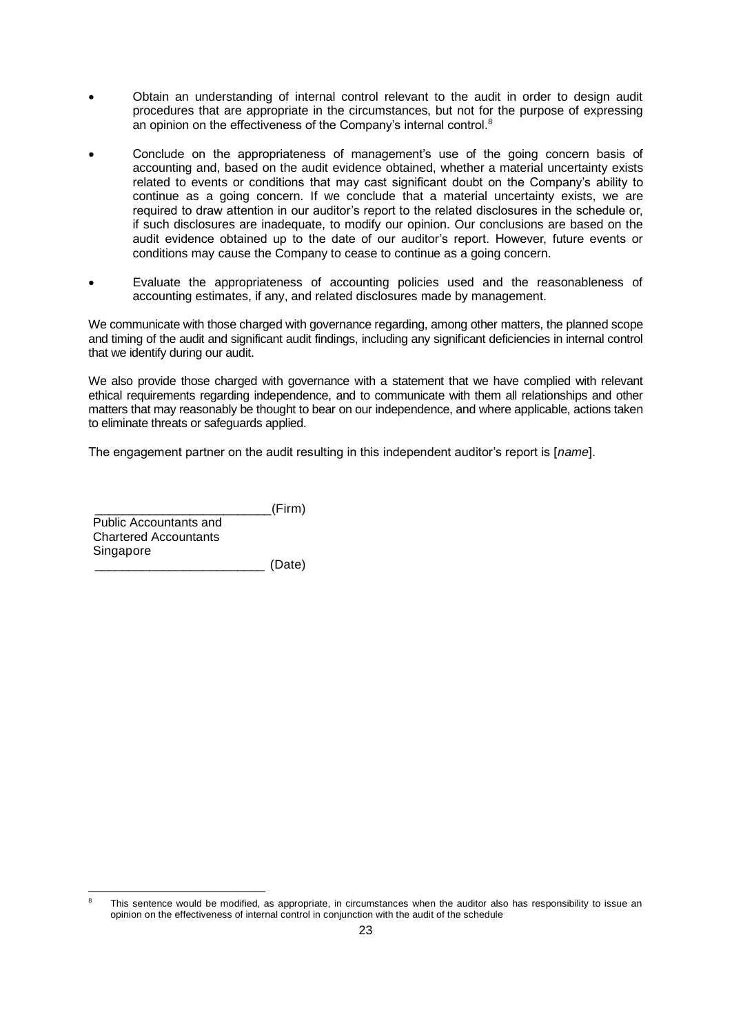- Obtain an understanding of internal control relevant to the audit in order to design audit procedures that are appropriate in the circumstances, but not for the purpose of expressing an opinion on the effectiveness of the Company's internal control.[8]

- Conclude on the appropriateness of management's use of the going concern basis of accounting and, based on the audit evidence obtained, whether a material uncertainty exists related to events or conditions that may cast significant doubt on the Company's ability to continue as a going concern. If we conclude that a material uncertainty exists, we are required to draw attention in our auditor's report to the related disclosures in the schedule or, if such disclosures are inadequate, to modify our opinion. Our conclusions are based on the audit evidence obtained up to the date of our auditor's report. However, future events or conditions may cause the Company to cease to continue as a going concern.

- Evaluate the appropriateness of accounting policies used and the reasonableness of accounting estimates, if any, and related disclosures made by management.

We communicate with those charged with governance regarding, among other matters, the planned scope and timing of the audit and significant audit findings, including any significant deficiencies in internal control that we identify during our audit.

We also provide those charged with governance with a statement that we have complied with relevant ethical requirements regarding independence, and to communicate with them all relationships and other matters that may reasonably be thought to bear on our independence, and where applicable, actions taken to eliminate threats or safeguards applied.

The engagement partner on the audit resulting in this independent auditor's report is [*name*].

_________________________(Firm)
Public Accountants and
Chartered Accountants
Singapore
________________________ (Date)

[8] This sentence would be modified, as appropriate, in circumstances when the auditor also has responsibility to issue an opinion on the effectiveness of internal control in conjunction with the audit of the schedule.